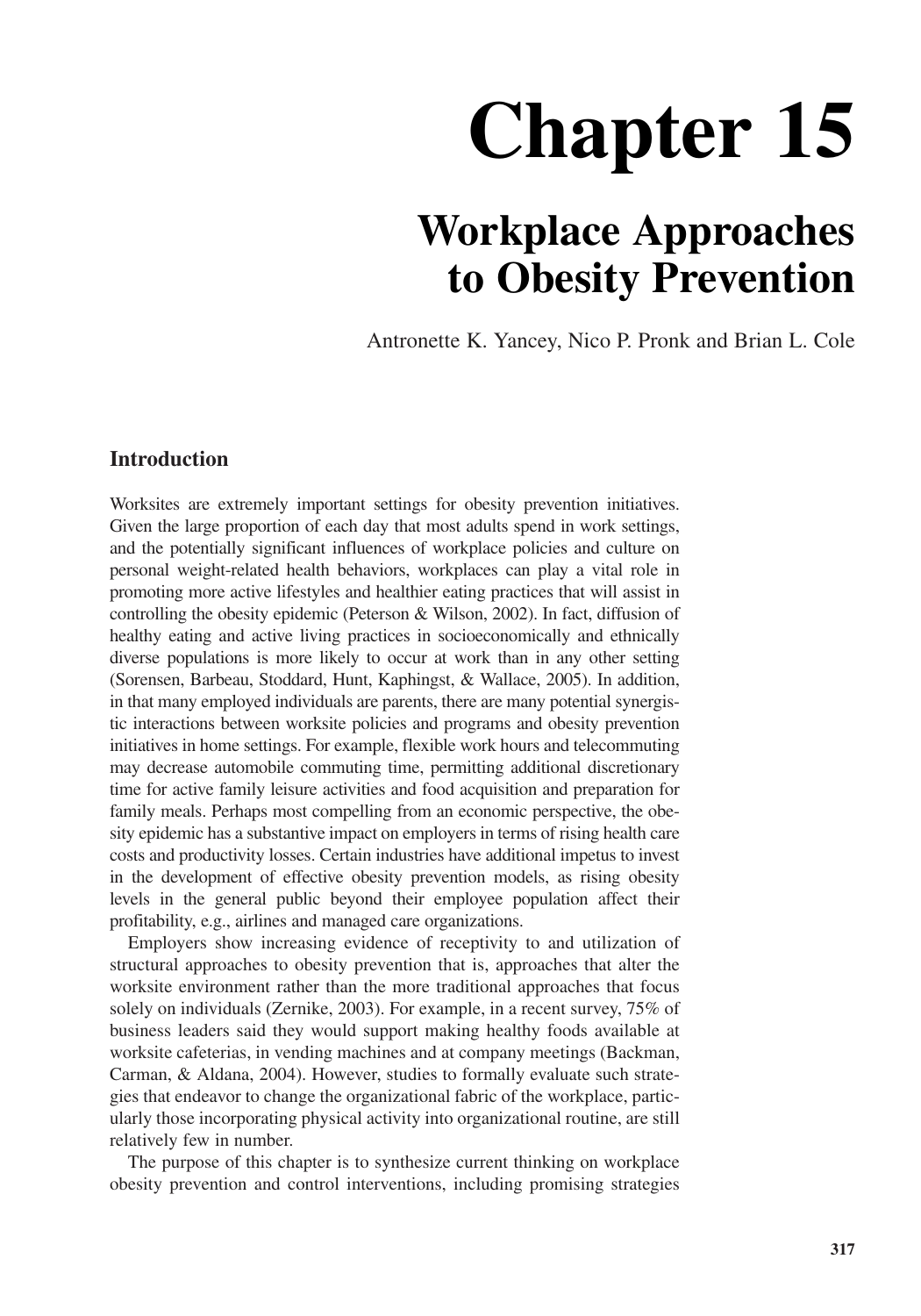# Chapter 15

## Workplace Approaches to Obesity Prevention

Antronette K. Yancey, Nico P. Pronk and Brian L. Cole

### Introduction

Worksites are extremely important settings for obesity prevention initiatives. Given the large proportion of each day that most adults spend in work settings, and the potentially significant influences of workplace policies and culture on personal weight-related health behaviors, workplaces can play a vital role in promoting more active lifestyles and healthier eating practices that will assist in controlling the obesity epidemic (Peterson & Wilson, 2002). In fact, diffusion of healthy eating and active living practices in socioeconomically and ethnically diverse populations is more likely to occur at work than in any other setting (Sorensen, Barbeau, Stoddard, Hunt, Kaphingst, & Wallace, 2005). In addition, in that many employed individuals are parents, there are many potential synergistic interactions between worksite policies and programs and obesity prevention initiatives in home settings. For example, flexible work hours and telecommuting may decrease automobile commuting time, permitting additional discretionary time for active family leisure activities and food acquisition and preparation for family meals. Perhaps most compelling from an economic perspective, the obesity epidemic has a substantive impact on employers in terms of rising health care costs and productivity losses. Certain industries have additional impetus to invest in the development of effective obesity prevention models, as rising obesity levels in the general public beyond their employee population affect their profitability, e.g., airlines and managed care organizations.

Employers show increasing evidence of receptivity to and utilization of structural approaches to obesity prevention that is, approaches that alter the worksite environment rather than the more traditional approaches that focus solely on individuals (Zernike, 2003). For example, in a recent survey, 75% of business leaders said they would support making healthy foods available at worksite cafeterias, in vending machines and at company meetings (Backman, Carman, & Aldana, 2004). However, studies to formally evaluate such strategies that endeavor to change the organizational fabric of the workplace, particularly those incorporating physical activity into organizational routine, are still relatively few in number.

The purpose of this chapter is to synthesize current thinking on workplace obesity prevention and control interventions, including promising strategies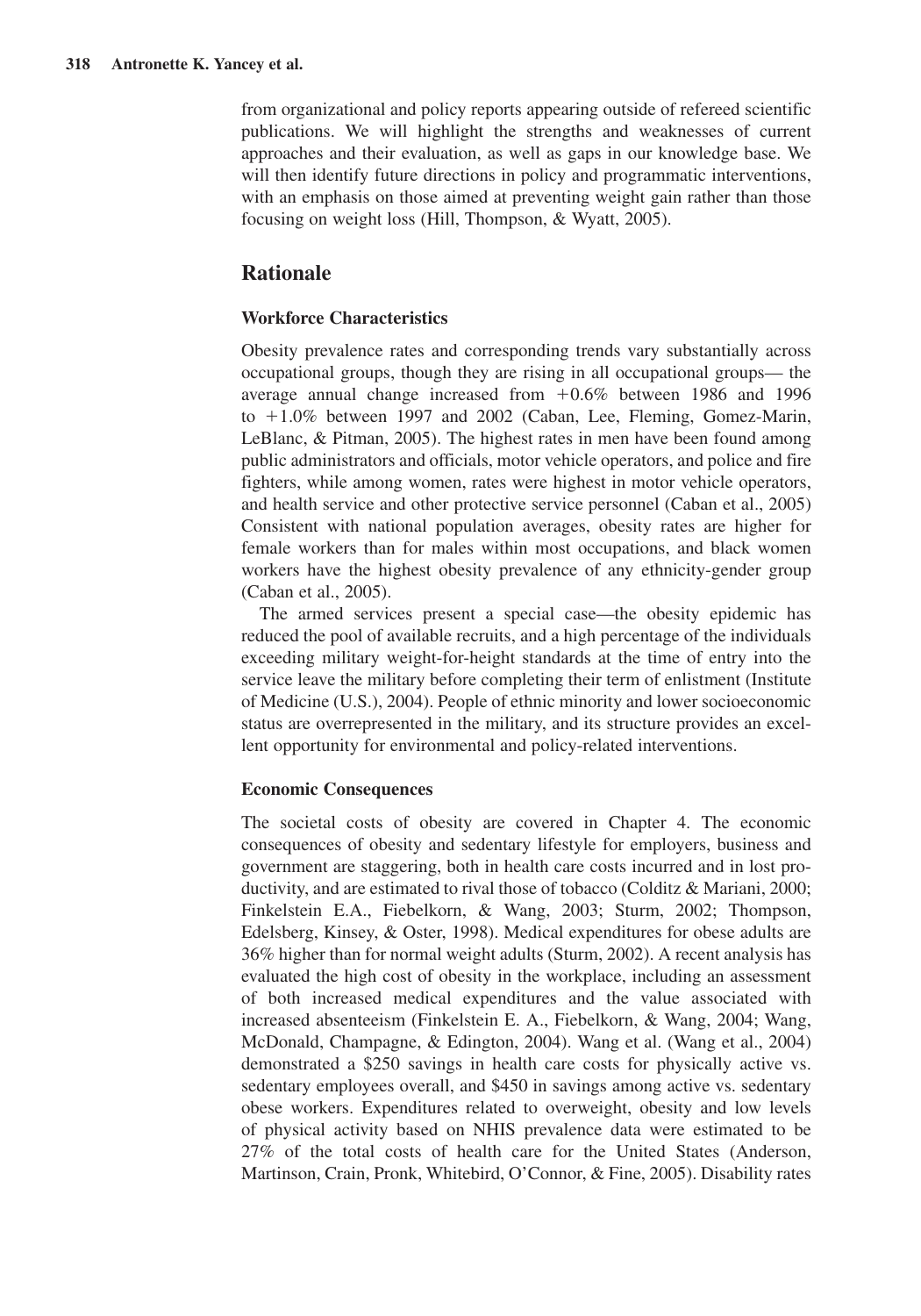from organizational and policy reports appearing outside of refereed scientific publications. We will highlight the strengths and weaknesses of current approaches and their evaluation, as well as gaps in our knowledge base. We will then identify future directions in policy and programmatic interventions, with an emphasis on those aimed at preventing weight gain rather than those focusing on weight loss (Hill, Thompson, & Wyatt, 2005).

## Rationale

### Workforce Characteristics

Obesity prevalence rates and corresponding trends vary substantially across occupational groups, though they are rising in all occupational groups— the average annual change increased from +0.6% between 1986 and 1996 to +1.0% between 1997 and 2002 (Caban, Lee, Fleming, Gomez-Marin, LeBlanc, & Pitman, 2005). The highest rates in men have been found among public administrators and officials, motor vehicle operators, and police and fire fighters, while among women, rates were highest in motor vehicle operators, and health service and other protective service personnel (Caban et al., 2005) Consistent with national population averages, obesity rates are higher for female workers than for males within most occupations, and black women workers have the highest obesity prevalence of any ethnicity-gender group (Caban et al., 2005).

The armed services present a special case—the obesity epidemic has reduced the pool of available recruits, and a high percentage of the individuals exceeding military weight-for-height standards at the time of entry into the service leave the military before completing their term of enlistment (Institute of Medicine (U.S.), 2004). People of ethnic minority and lower socioeconomic status are overrepresented in the military, and its structure provides an excellent opportunity for environmental and policy-related interventions.

### Economic Consequences

The societal costs of obesity are covered in Chapter 4. The economic consequences of obesity and sedentary lifestyle for employers, business and government are staggering, both in health care costs incurred and in lost productivity, and are estimated to rival those of tobacco (Colditz & Mariani, 2000; Finkelstein E.A., Fiebelkorn, & Wang, 2003; Sturm, 2002; Thompson, Edelsberg, Kinsey, & Oster, 1998). Medical expenditures for obese adults are 36% higher than for normal weight adults (Sturm, 2002). A recent analysis has evaluated the high cost of obesity in the workplace, including an assessment of both increased medical expenditures and the value associated with increased absenteeism (Finkelstein E. A., Fiebelkorn, & Wang, 2004; Wang, McDonald, Champagne, & Edington, 2004). Wang et al. (Wang et al., 2004) demonstrated a $250 savings in health care costs for physically active vs. sedentary employees overall, and $450 in savings among active vs. sedentary obese workers. Expenditures related to overweight, obesity and low levels of physical activity based on NHIS prevalence data were estimated to be 27% of the total costs of health care for the United States (Anderson, Martinson, Crain, Pronk, Whitebird, O'Connor, & Fine, 2005). Disability rates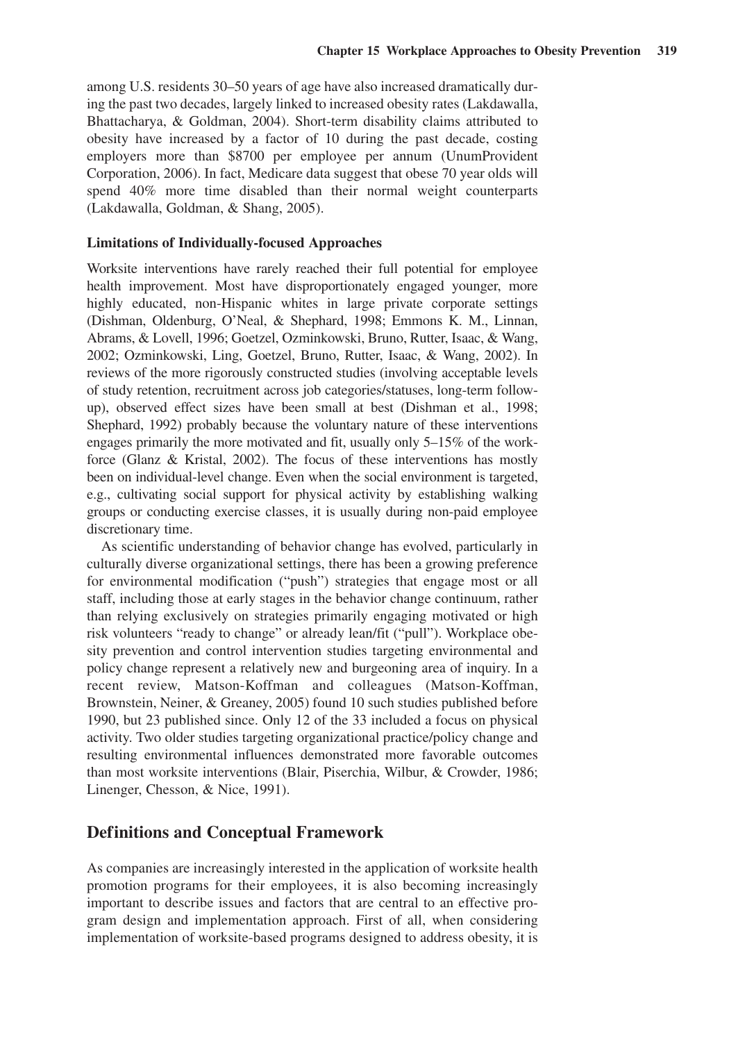among U.S. residents 30–50 years of age have also increased dramatically during the past two decades, largely linked to increased obesity rates (Lakdawalla, Bhattacharya, & Goldman, 2004). Short-term disability claims attributed to obesity have increased by a factor of 10 during the past decade, costing employers more than $8700 per employee per annum (UnumProvident Corporation, 2006). In fact, Medicare data suggest that obese 70 year olds will spend 40% more time disabled than their normal weight counterparts (Lakdawalla, Goldman, & Shang, 2005).

### Limitations of Individually-focused Approaches

Worksite interventions have rarely reached their full potential for employee health improvement. Most have disproportionately engaged younger, more highly educated, non-Hispanic whites in large private corporate settings (Dishman, Oldenburg, O'Neal, & Shephard, 1998; Emmons K. M., Linnan, Abrams, & Lovell, 1996; Goetzel, Ozminkowski, Bruno, Rutter, Isaac, & Wang, 2002; Ozminkowski, Ling, Goetzel, Bruno, Rutter, Isaac, & Wang, 2002). In reviews of the more rigorously constructed studies (involving acceptable levels of study retention, recruitment across job categories/statuses, long-term follow-up), observed effect sizes have been small at best (Dishman et al., 1998; Shephard, 1992) probably because the voluntary nature of these interventions engages primarily the more motivated and fit, usually only 5–15% of the workforce (Glanz & Kristal, 2002). The focus of these interventions has mostly been on individual-level change. Even when the social environment is targeted, e.g., cultivating social support for physical activity by establishing walking groups or conducting exercise classes, it is usually during non-paid employee discretionary time.

As scientific understanding of behavior change has evolved, particularly in culturally diverse organizational settings, there has been a growing preference for environmental modification ("push") strategies that engage most or all staff, including those at early stages in the behavior change continuum, rather than relying exclusively on strategies primarily engaging motivated or high risk volunteers "ready to change" or already lean/fit ("pull"). Workplace obesity prevention and control intervention studies targeting environmental and policy change represent a relatively new and burgeoning area of inquiry. In a recent review, Matson-Koffman and colleagues (Matson-Koffman, Brownstein, Neiner, & Greaney, 2005) found 10 such studies published before 1990, but 23 published since. Only 12 of the 33 included a focus on physical activity. Two older studies targeting organizational practice/policy change and resulting environmental influences demonstrated more favorable outcomes than most worksite interventions (Blair, Piserchia, Wilbur, & Crowder, 1986; Linenger, Chesson, & Nice, 1991).

## Definitions and Conceptual Framework

As companies are increasingly interested in the application of worksite health promotion programs for their employees, it is also becoming increasingly important to describe issues and factors that are central to an effective program design and implementation approach. First of all, when considering implementation of worksite-based programs designed to address obesity, it is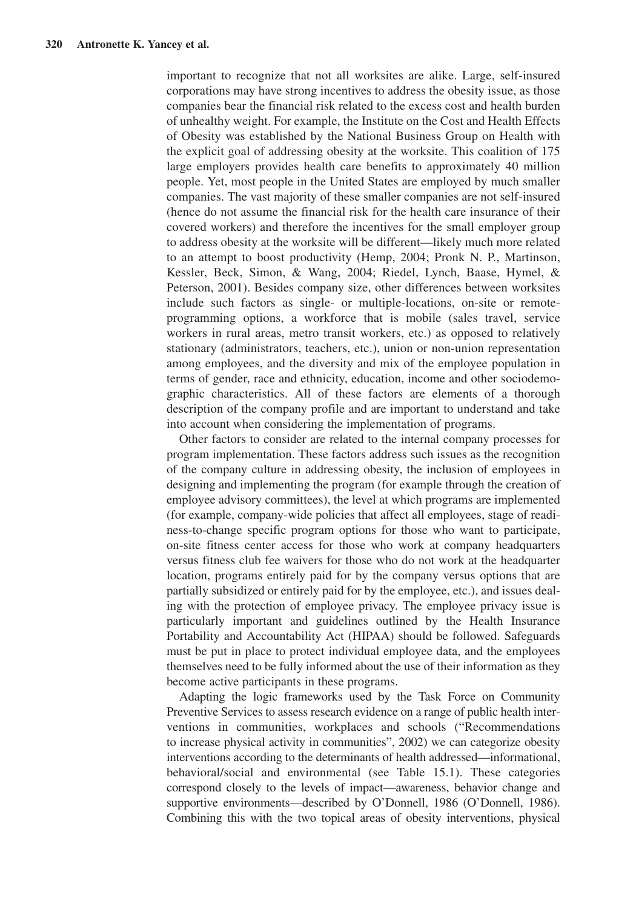important to recognize that not all worksites are alike. Large, self-insured corporations may have strong incentives to address the obesity issue, as those companies bear the financial risk related to the excess cost and health burden of unhealthy weight. For example, the Institute on the Cost and Health Effects of Obesity was established by the National Business Group on Health with the explicit goal of addressing obesity at the worksite. This coalition of 175 large employers provides health care benefits to approximately 40 million people. Yet, most people in the United States are employed by much smaller companies. The vast majority of these smaller companies are not self-insured (hence do not assume the financial risk for the health care insurance of their covered workers) and therefore the incentives for the small employer group to address obesity at the worksite will be different—likely much more related to an attempt to boost productivity (Hemp, 2004; Pronk N. P., Martinson, Kessler, Beck, Simon, & Wang, 2004; Riedel, Lynch, Baase, Hymel, & Peterson, 2001). Besides company size, other differences between worksites include such factors as single- or multiple-locations, on-site or remote-programming options, a workforce that is mobile (sales travel, service workers in rural areas, metro transit workers, etc.) as opposed to relatively stationary (administrators, teachers, etc.), union or non-union representation among employees, and the diversity and mix of the employee population in terms of gender, race and ethnicity, education, income and other sociodemographic characteristics. All of these factors are elements of a thorough description of the company profile and are important to understand and take into account when considering the implementation of programs.

Other factors to consider are related to the internal company processes for program implementation. These factors address such issues as the recognition of the company culture in addressing obesity, the inclusion of employees in designing and implementing the program (for example through the creation of employee advisory committees), the level at which programs are implemented (for example, company-wide policies that affect all employees, stage of readiness-to-change specific program options for those who want to participate, on-site fitness center access for those who work at company headquarters versus fitness club fee waivers for those who do not work at the headquarter location, programs entirely paid for by the company versus options that are partially subsidized or entirely paid for by the employee, etc.), and issues dealing with the protection of employee privacy. The employee privacy issue is particularly important and guidelines outlined by the Health Insurance Portability and Accountability Act (HIPAA) should be followed. Safeguards must be put in place to protect individual employee data, and the employees themselves need to be fully informed about the use of their information as they become active participants in these programs.

Adapting the logic frameworks used by the Task Force on Community Preventive Services to assess research evidence on a range of public health interventions in communities, workplaces and schools ("Recommendations to increase physical activity in communities", 2002) we can categorize obesity interventions according to the determinants of health addressed—informational, behavioral/social and environmental (see Table 15.1). These categories correspond closely to the levels of impact—awareness, behavior change and supportive environments—described by O'Donnell, 1986 (O'Donnell, 1986). Combining this with the two topical areas of obesity interventions, physical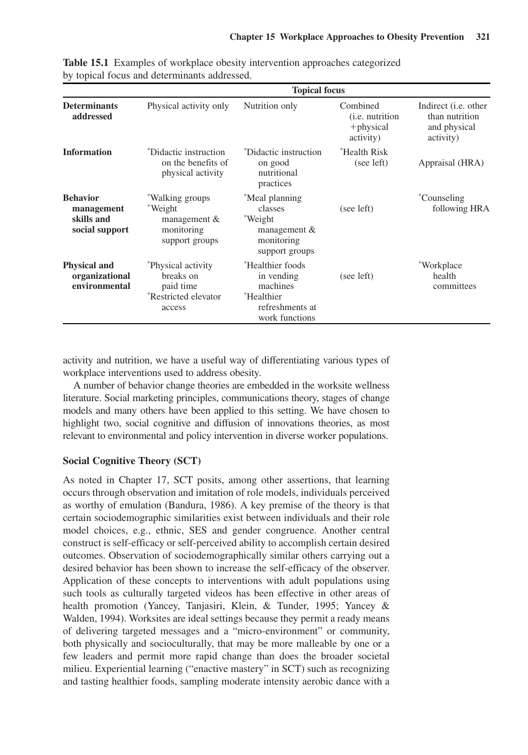**Table 15.1** Examples of workplace obesity intervention approaches categorized by topical focus and determinants addressed.

| | Topical focus | | | |
|---|---|---|---|---|
| **Determinants addressed** | Physical activity only | Nutrition only | Combined (i.e. nutrition +physical activity) | Indirect (i.e. other than nutrition and physical activity) |
| **Information** | *Didactic instruction on the benefits of physical activity | *Didactic instruction on good nutritional practices | *Health Risk (see left) | Appraisal (HRA) |
| **Behavior management skills and social support** | *Walking groups *Weight management & monitoring support groups | *Meal planning classes *Weight management & monitoring support groups | (see left) | *Counseling following HRA |
| **Physical and organizational environmental** | *Physical activity breaks on paid time *Restricted elevator access | *Healthier foods in vending machines *Healthier refreshments at work functions | (see left) | *Workplace health committees |

activity and nutrition, we have a useful way of differentiating various types of workplace interventions used to address obesity.

A number of behavior change theories are embedded in the worksite wellness literature. Social marketing principles, communications theory, stages of change models and many others have been applied to this setting. We have chosen to highlight two, social cognitive and diffusion of innovations theories, as most relevant to environmental and policy intervention in diverse worker populations.

### Social Cognitive Theory (SCT)

As noted in Chapter 17, SCT posits, among other assertions, that learning occurs through observation and imitation of role models, individuals perceived as worthy of emulation (Bandura, 1986). A key premise of the theory is that certain sociodemographic similarities exist between individuals and their role model choices, e.g., ethnic, SES and gender congruence. Another central construct is self-efficacy or self-perceived ability to accomplish certain desired outcomes. Observation of sociodemographically similar others carrying out a desired behavior has been shown to increase the self-efficacy of the observer. Application of these concepts to interventions with adult populations using such tools as culturally targeted videos has been effective in other areas of health promotion (Yancey, Tanjasiri, Klein, & Tunder, 1995; Yancey & Walden, 1994). Worksites are ideal settings because they permit a ready means of delivering targeted messages and a "micro-environment" or community, both physically and socioculturally, that may be more malleable by one or a few leaders and permit more rapid change than does the broader societal milieu. Experiential learning ("enactive mastery" in SCT) such as recognizing and tasting healthier foods, sampling moderate intensity aerobic dance with a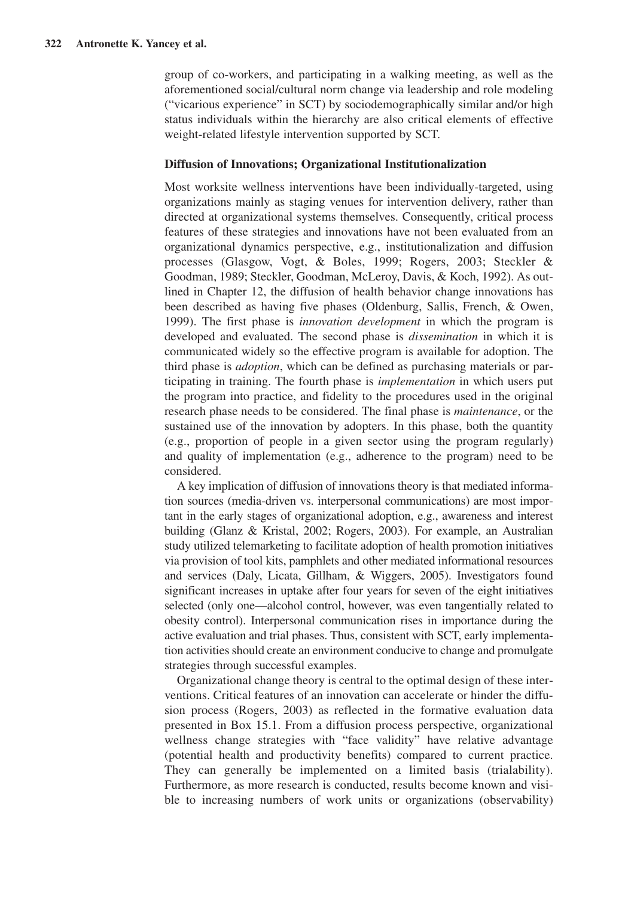group of co-workers, and participating in a walking meeting, as well as the aforementioned social/cultural norm change via leadership and role modeling ("vicarious experience" in SCT) by sociodemographically similar and/or high status individuals within the hierarchy are also critical elements of effective weight-related lifestyle intervention supported by SCT.

### Diffusion of Innovations; Organizational Institutionalization

Most worksite wellness interventions have been individually-targeted, using organizations mainly as staging venues for intervention delivery, rather than directed at organizational systems themselves. Consequently, critical process features of these strategies and innovations have not been evaluated from an organizational dynamics perspective, e.g., institutionalization and diffusion processes (Glasgow, Vogt, & Boles, 1999; Rogers, 2003; Steckler & Goodman, 1989; Steckler, Goodman, McLeroy, Davis, & Koch, 1992). As outlined in Chapter 12, the diffusion of health behavior change innovations has been described as having five phases (Oldenburg, Sallis, French, & Owen, 1999). The first phase is *innovation development* in which the program is developed and evaluated. The second phase is *dissemination* in which it is communicated widely so the effective program is available for adoption. The third phase is *adoption*, which can be defined as purchasing materials or participating in training. The fourth phase is *implementation* in which users put the program into practice, and fidelity to the procedures used in the original research phase needs to be considered. The final phase is *maintenance*, or the sustained use of the innovation by adopters. In this phase, both the quantity (e.g., proportion of people in a given sector using the program regularly) and quality of implementation (e.g., adherence to the program) need to be considered.

A key implication of diffusion of innovations theory is that mediated information sources (media-driven vs. interpersonal communications) are most important in the early stages of organizational adoption, e.g., awareness and interest building (Glanz & Kristal, 2002; Rogers, 2003). For example, an Australian study utilized telemarketing to facilitate adoption of health promotion initiatives via provision of tool kits, pamphlets and other mediated informational resources and services (Daly, Licata, Gillham, & Wiggers, 2005). Investigators found significant increases in uptake after four years for seven of the eight initiatives selected (only one—alcohol control, however, was even tangentially related to obesity control). Interpersonal communication rises in importance during the active evaluation and trial phases. Thus, consistent with SCT, early implementation activities should create an environment conducive to change and promulgate strategies through successful examples.

Organizational change theory is central to the optimal design of these interventions. Critical features of an innovation can accelerate or hinder the diffusion process (Rogers, 2003) as reflected in the formative evaluation data presented in Box 15.1. From a diffusion process perspective, organizational wellness change strategies with "face validity" have relative advantage (potential health and productivity benefits) compared to current practice. They can generally be implemented on a limited basis (trialability). Furthermore, as more research is conducted, results become known and visible to increasing numbers of work units or organizations (observability)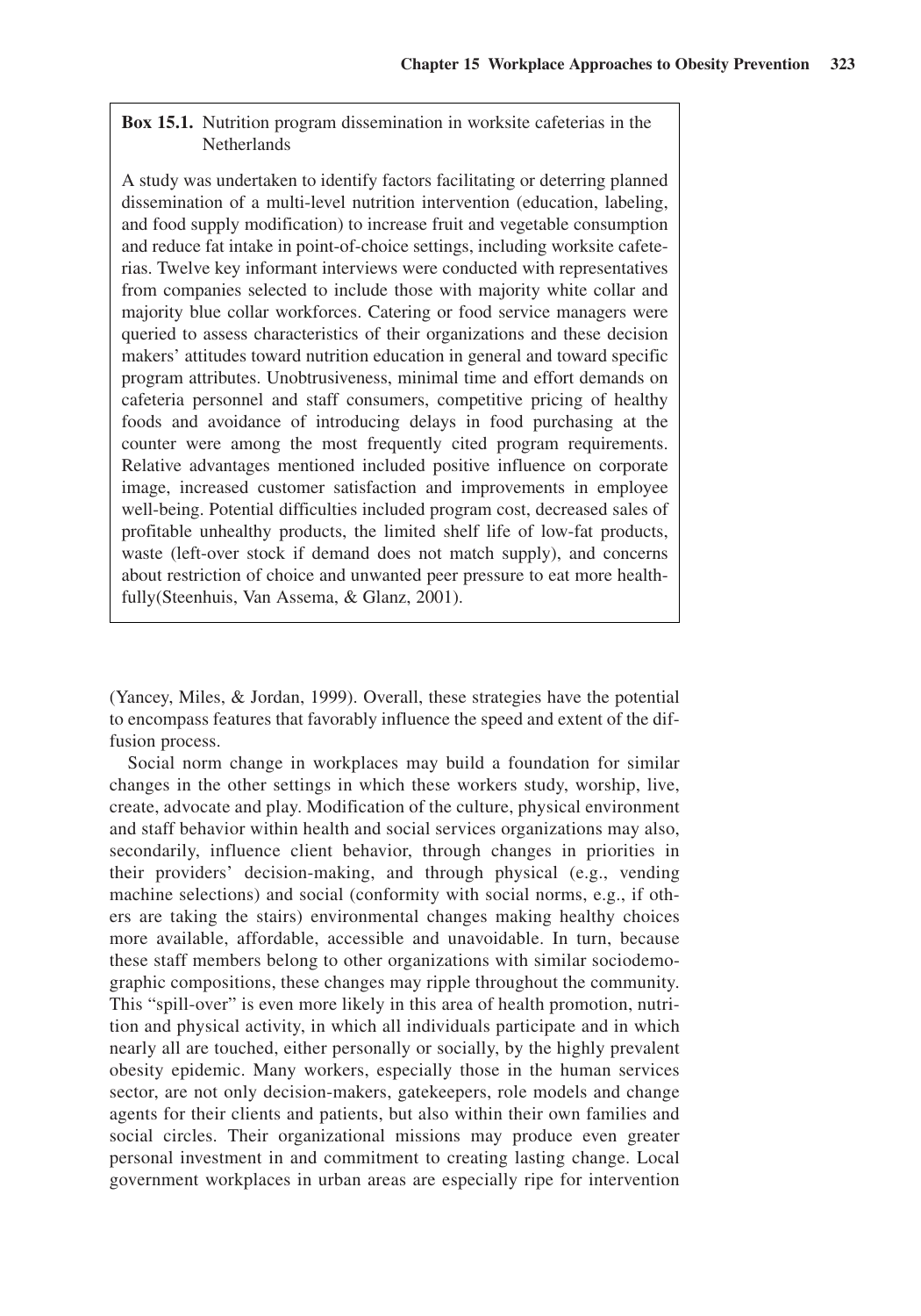**Box 15.1.** Nutrition program dissemination in worksite cafeterias in the Netherlands

A study was undertaken to identify factors facilitating or deterring planned dissemination of a multi-level nutrition intervention (education, labeling, and food supply modification) to increase fruit and vegetable consumption and reduce fat intake in point-of-choice settings, including worksite cafeterias. Twelve key informant interviews were conducted with representatives from companies selected to include those with majority white collar and majority blue collar workforces. Catering or food service managers were queried to assess characteristics of their organizations and these decision makers' attitudes toward nutrition education in general and toward specific program attributes. Unobtrusiveness, minimal time and effort demands on cafeteria personnel and staff consumers, competitive pricing of healthy foods and avoidance of introducing delays in food purchasing at the counter were among the most frequently cited program requirements. Relative advantages mentioned included positive influence on corporate image, increased customer satisfaction and improvements in employee well-being. Potential difficulties included program cost, decreased sales of profitable unhealthy products, the limited shelf life of low-fat products, waste (left-over stock if demand does not match supply), and concerns about restriction of choice and unwanted peer pressure to eat more healthfully(Steenhuis, Van Assema, & Glanz, 2001).

(Yancey, Miles, & Jordan, 1999). Overall, these strategies have the potential to encompass features that favorably influence the speed and extent of the diffusion process.

Social norm change in workplaces may build a foundation for similar changes in the other settings in which these workers study, worship, live, create, advocate and play. Modification of the culture, physical environment and staff behavior within health and social services organizations may also, secondarily, influence client behavior, through changes in priorities in their providers' decision-making, and through physical (e.g., vending machine selections) and social (conformity with social norms, e.g., if others are taking the stairs) environmental changes making healthy choices more available, affordable, accessible and unavoidable. In turn, because these staff members belong to other organizations with similar sociodemographic compositions, these changes may ripple throughout the community. This "spill-over" is even more likely in this area of health promotion, nutrition and physical activity, in which all individuals participate and in which nearly all are touched, either personally or socially, by the highly prevalent obesity epidemic. Many workers, especially those in the human services sector, are not only decision-makers, gatekeepers, role models and change agents for their clients and patients, but also within their own families and social circles. Their organizational missions may produce even greater personal investment in and commitment to creating lasting change. Local government workplaces in urban areas are especially ripe for intervention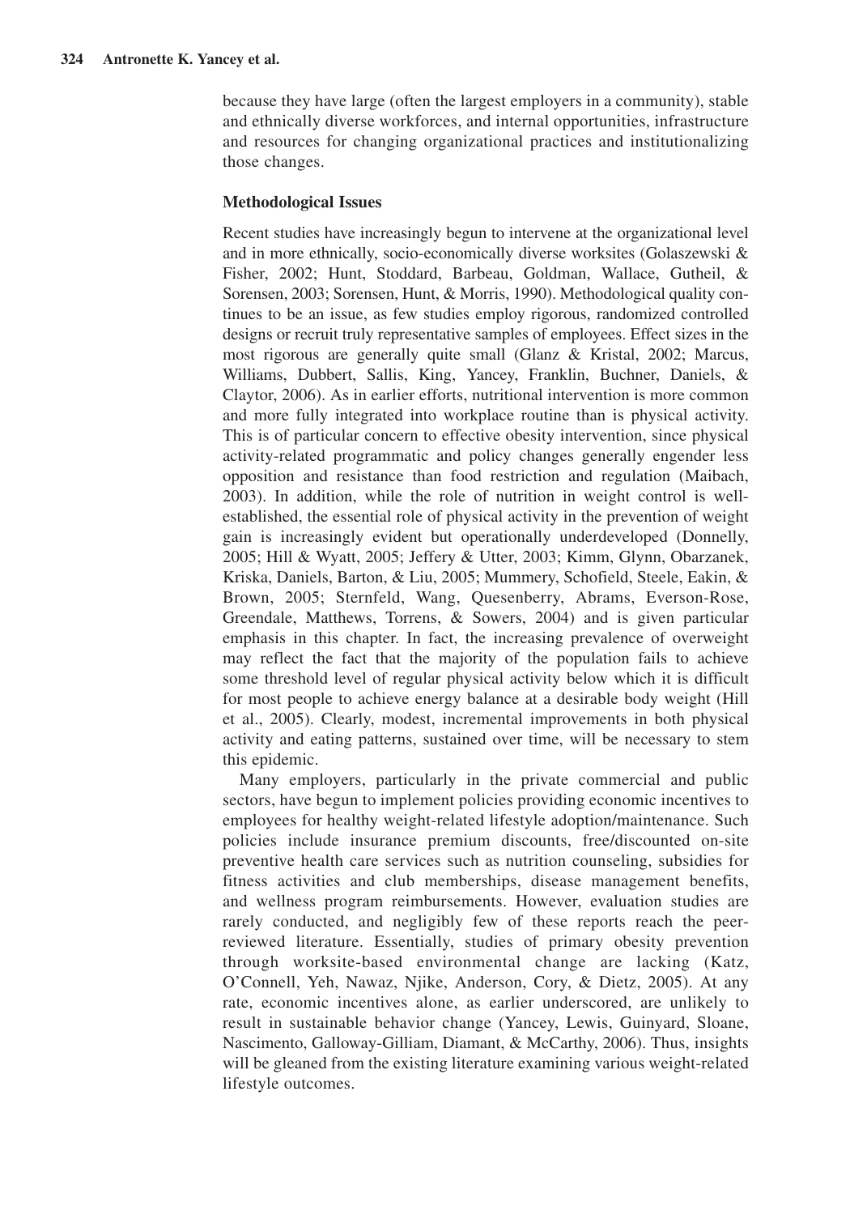because they have large (often the largest employers in a community), stable and ethnically diverse workforces, and internal opportunities, infrastructure and resources for changing organizational practices and institutionalizing those changes.

### Methodological Issues

Recent studies have increasingly begun to intervene at the organizational level and in more ethnically, socio-economically diverse worksites (Golaszewski & Fisher, 2002; Hunt, Stoddard, Barbeau, Goldman, Wallace, Gutheil, & Sorensen, 2003; Sorensen, Hunt, & Morris, 1990). Methodological quality continues to be an issue, as few studies employ rigorous, randomized controlled designs or recruit truly representative samples of employees. Effect sizes in the most rigorous are generally quite small (Glanz & Kristal, 2002; Marcus, Williams, Dubbert, Sallis, King, Yancey, Franklin, Buchner, Daniels, & Claytor, 2006). As in earlier efforts, nutritional intervention is more common and more fully integrated into workplace routine than is physical activity. This is of particular concern to effective obesity intervention, since physical activity-related programmatic and policy changes generally engender less opposition and resistance than food restriction and regulation (Maibach, 2003). In addition, while the role of nutrition in weight control is well-established, the essential role of physical activity in the prevention of weight gain is increasingly evident but operationally underdeveloped (Donnelly, 2005; Hill & Wyatt, 2005; Jeffery & Utter, 2003; Kimm, Glynn, Obarzanek, Kriska, Daniels, Barton, & Liu, 2005; Mummery, Schofield, Steele, Eakin, & Brown, 2005; Sternfeld, Wang, Quesenberry, Abrams, Everson-Rose, Greendale, Matthews, Torrens, & Sowers, 2004) and is given particular emphasis in this chapter. In fact, the increasing prevalence of overweight may reflect the fact that the majority of the population fails to achieve some threshold level of regular physical activity below which it is difficult for most people to achieve energy balance at a desirable body weight (Hill et al., 2005). Clearly, modest, incremental improvements in both physical activity and eating patterns, sustained over time, will be necessary to stem this epidemic.

Many employers, particularly in the private commercial and public sectors, have begun to implement policies providing economic incentives to employees for healthy weight-related lifestyle adoption/maintenance. Such policies include insurance premium discounts, free/discounted on-site preventive health care services such as nutrition counseling, subsidies for fitness activities and club memberships, disease management benefits, and wellness program reimbursements. However, evaluation studies are rarely conducted, and negligibly few of these reports reach the peer-reviewed literature. Essentially, studies of primary obesity prevention through worksite-based environmental change are lacking (Katz, O'Connell, Yeh, Nawaz, Njike, Anderson, Cory, & Dietz, 2005). At any rate, economic incentives alone, as earlier underscored, are unlikely to result in sustainable behavior change (Yancey, Lewis, Guinyard, Sloane, Nascimento, Galloway-Gilliam, Diamant, & McCarthy, 2006). Thus, insights will be gleaned from the existing literature examining various weight-related lifestyle outcomes.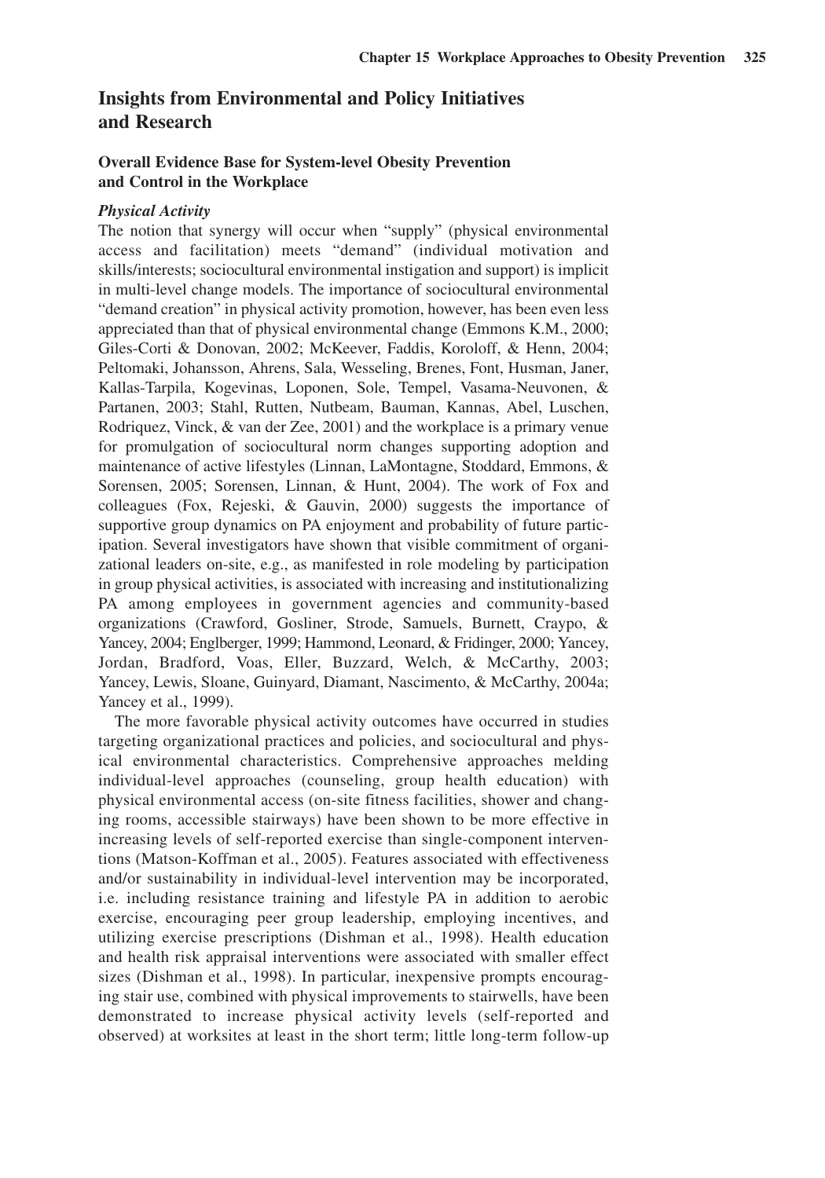## Insights from Environmental and Policy Initiatives and Research

### Overall Evidence Base for System-level Obesity Prevention and Control in the Workplace

#### *Physical Activity*

The notion that synergy will occur when "supply" (physical environmental access and facilitation) meets "demand" (individual motivation and skills/interests; sociocultural environmental instigation and support) is implicit in multi-level change models. The importance of sociocultural environmental "demand creation" in physical activity promotion, however, has been even less appreciated than that of physical environmental change (Emmons K.M., 2000; Giles-Corti & Donovan, 2002; McKeever, Faddis, Koroloff, & Henn, 2004; Peltomaki, Johansson, Ahrens, Sala, Wesseling, Brenes, Font, Husman, Janer, Kallas-Tarpila, Kogevinas, Loponen, Sole, Tempel, Vasama-Neuvonen, & Partanen, 2003; Stahl, Rutten, Nutbeam, Bauman, Kannas, Abel, Luschen, Rodriquez, Vinck, & van der Zee, 2001) and the workplace is a primary venue for promulgation of sociocultural norm changes supporting adoption and maintenance of active lifestyles (Linnan, LaMontagne, Stoddard, Emmons, & Sorensen, 2005; Sorensen, Linnan, & Hunt, 2004). The work of Fox and colleagues (Fox, Rejeski, & Gauvin, 2000) suggests the importance of supportive group dynamics on PA enjoyment and probability of future participation. Several investigators have shown that visible commitment of organizational leaders on-site, e.g., as manifested in role modeling by participation in group physical activities, is associated with increasing and institutionalizing PA among employees in government agencies and community-based organizations (Crawford, Gosliner, Strode, Samuels, Burnett, Craypo, & Yancey, 2004; Englberger, 1999; Hammond, Leonard, & Fridinger, 2000; Yancey, Jordan, Bradford, Voas, Eller, Buzzard, Welch, & McCarthy, 2003; Yancey, Lewis, Sloane, Guinyard, Diamant, Nascimento, & McCarthy, 2004a; Yancey et al., 1999).

The more favorable physical activity outcomes have occurred in studies targeting organizational practices and policies, and sociocultural and physical environmental characteristics. Comprehensive approaches melding individual-level approaches (counseling, group health education) with physical environmental access (on-site fitness facilities, shower and changing rooms, accessible stairways) have been shown to be more effective in increasing levels of self-reported exercise than single-component interventions (Matson-Koffman et al., 2005). Features associated with effectiveness and/or sustainability in individual-level intervention may be incorporated, i.e. including resistance training and lifestyle PA in addition to aerobic exercise, encouraging peer group leadership, employing incentives, and utilizing exercise prescriptions (Dishman et al., 1998). Health education and health risk appraisal interventions were associated with smaller effect sizes (Dishman et al., 1998). In particular, inexpensive prompts encouraging stair use, combined with physical improvements to stairwells, have been demonstrated to increase physical activity levels (self-reported and observed) at worksites at least in the short term; little long-term follow-up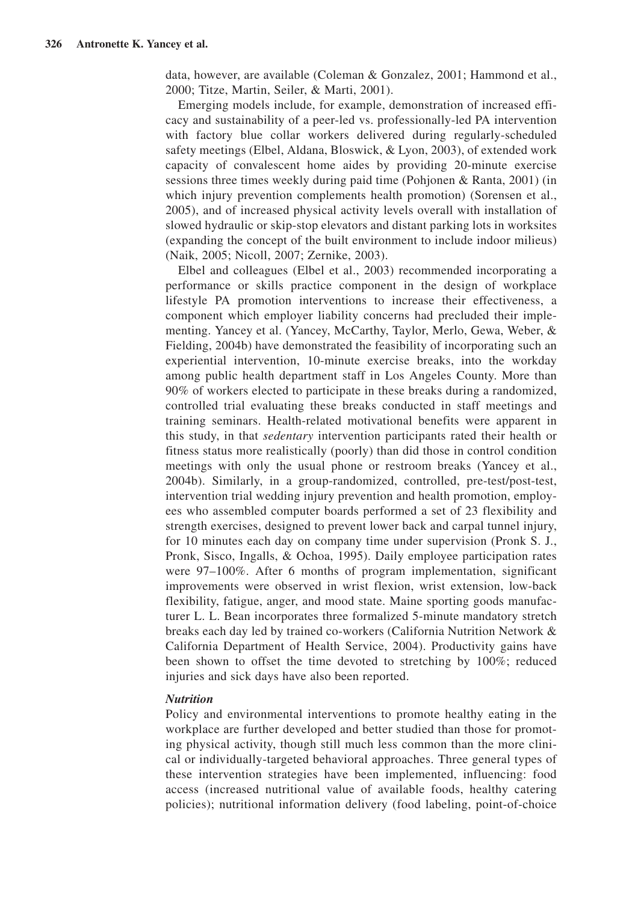data, however, are available (Coleman & Gonzalez, 2001; Hammond et al., 2000; Titze, Martin, Seiler, & Marti, 2001).

Emerging models include, for example, demonstration of increased efficacy and sustainability of a peer-led vs. professionally-led PA intervention with factory blue collar workers delivered during regularly-scheduled safety meetings (Elbel, Aldana, Bloswick, & Lyon, 2003), of extended work capacity of convalescent home aides by providing 20-minute exercise sessions three times weekly during paid time (Pohjonen & Ranta, 2001) (in which injury prevention complements health promotion) (Sorensen et al., 2005), and of increased physical activity levels overall with installation of slowed hydraulic or skip-stop elevators and distant parking lots in worksites (expanding the concept of the built environment to include indoor milieus) (Naik, 2005; Nicoll, 2007; Zernike, 2003).

Elbel and colleagues (Elbel et al., 2003) recommended incorporating a performance or skills practice component in the design of workplace lifestyle PA promotion interventions to increase their effectiveness, a component which employer liability concerns had precluded their implementing. Yancey et al. (Yancey, McCarthy, Taylor, Merlo, Gewa, Weber, & Fielding, 2004b) have demonstrated the feasibility of incorporating such an experiential intervention, 10-minute exercise breaks, into the workday among public health department staff in Los Angeles County. More than 90% of workers elected to participate in these breaks during a randomized, controlled trial evaluating these breaks conducted in staff meetings and training seminars. Health-related motivational benefits were apparent in this study, in that *sedentary* intervention participants rated their health or fitness status more realistically (poorly) than did those in control condition meetings with only the usual phone or restroom breaks (Yancey et al., 2004b). Similarly, in a group-randomized, controlled, pre-test/post-test, intervention trial wedding injury prevention and health promotion, employees who assembled computer boards performed a set of 23 flexibility and strength exercises, designed to prevent lower back and carpal tunnel injury, for 10 minutes each day on company time under supervision (Pronk S. J., Pronk, Sisco, Ingalls, & Ochoa, 1995). Daily employee participation rates were 97–100%. After 6 months of program implementation, significant improvements were observed in wrist flexion, wrist extension, low-back flexibility, fatigue, anger, and mood state. Maine sporting goods manufacturer L. L. Bean incorporates three formalized 5-minute mandatory stretch breaks each day led by trained co-workers (California Nutrition Network & California Department of Health Service, 2004). Productivity gains have been shown to offset the time devoted to stretching by 100%; reduced injuries and sick days have also been reported.

***Nutrition***

Policy and environmental interventions to promote healthy eating in the workplace are further developed and better studied than those for promoting physical activity, though still much less common than the more clinical or individually-targeted behavioral approaches. Three general types of these intervention strategies have been implemented, influencing: food access (increased nutritional value of available foods, healthy catering policies); nutritional information delivery (food labeling, point-of-choice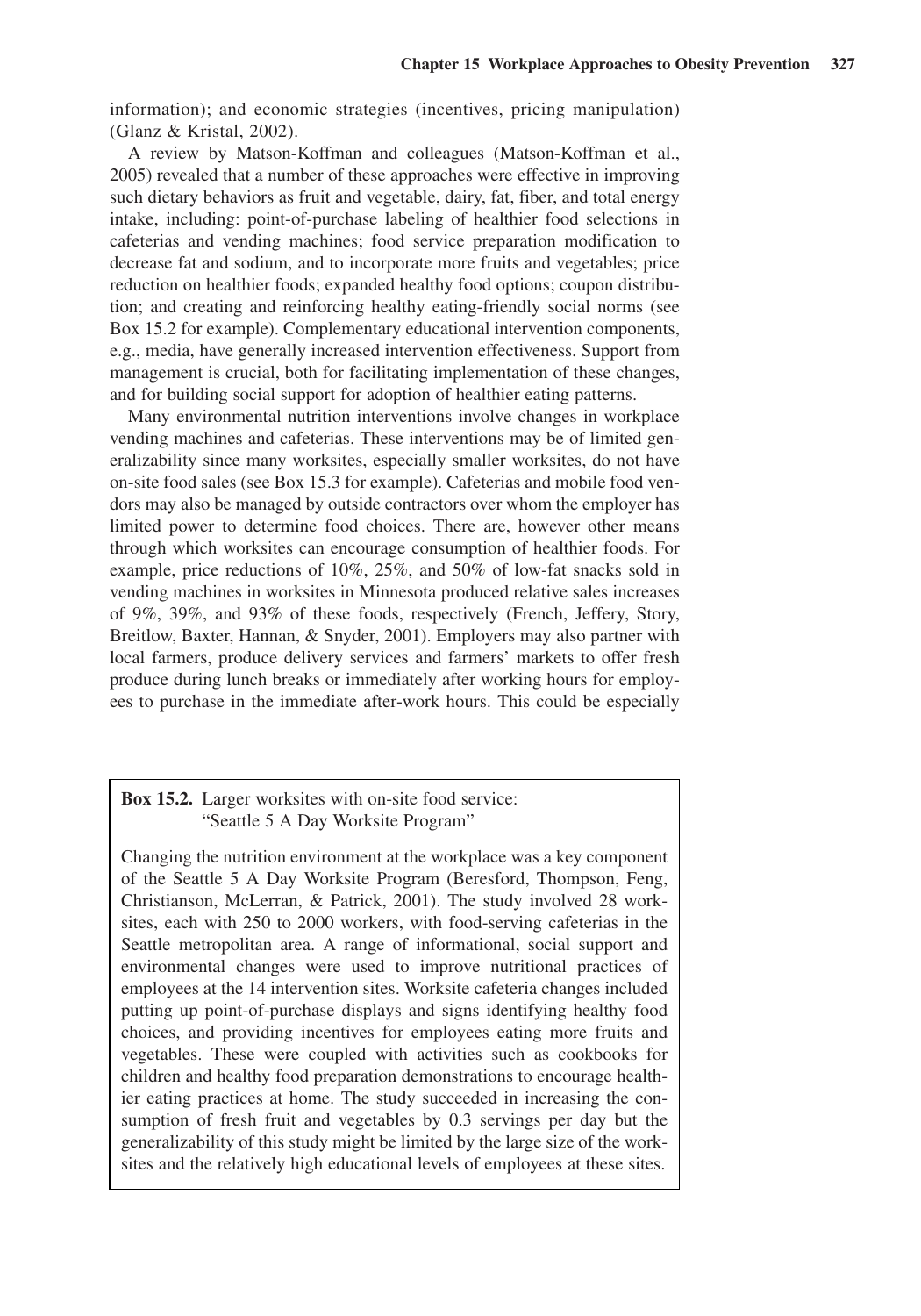information); and economic strategies (incentives, pricing manipulation) (Glanz & Kristal, 2002).

A review by Matson-Koffman and colleagues (Matson-Koffman et al., 2005) revealed that a number of these approaches were effective in improving such dietary behaviors as fruit and vegetable, dairy, fat, fiber, and total energy intake, including: point-of-purchase labeling of healthier food selections in cafeterias and vending machines; food service preparation modification to decrease fat and sodium, and to incorporate more fruits and vegetables; price reduction on healthier foods; expanded healthy food options; coupon distribution; and creating and reinforcing healthy eating-friendly social norms (see Box 15.2 for example). Complementary educational intervention components, e.g., media, have generally increased intervention effectiveness. Support from management is crucial, both for facilitating implementation of these changes, and for building social support for adoption of healthier eating patterns.

Many environmental nutrition interventions involve changes in workplace vending machines and cafeterias. These interventions may be of limited generalizability since many worksites, especially smaller worksites, do not have on-site food sales (see Box 15.3 for example). Cafeterias and mobile food vendors may also be managed by outside contractors over whom the employer has limited power to determine food choices. There are, however other means through which worksites can encourage consumption of healthier foods. For example, price reductions of 10%, 25%, and 50% of low-fat snacks sold in vending machines in worksites in Minnesota produced relative sales increases of 9%, 39%, and 93% of these foods, respectively (French, Jeffery, Story, Breitlow, Baxter, Hannan, & Snyder, 2001). Employers may also partner with local farmers, produce delivery services and farmers' markets to offer fresh produce during lunch breaks or immediately after working hours for employees to purchase in the immediate after-work hours. This could be especially

> **Box 15.2.** Larger worksites with on-site food service: "Seattle 5 A Day Worksite Program"
>
> Changing the nutrition environment at the workplace was a key component of the Seattle 5 A Day Worksite Program (Beresford, Thompson, Feng, Christianson, McLerran, & Patrick, 2001). The study involved 28 worksites, each with 250 to 2000 workers, with food-serving cafeterias in the Seattle metropolitan area. A range of informational, social support and environmental changes were used to improve nutritional practices of employees at the 14 intervention sites. Worksite cafeteria changes included putting up point-of-purchase displays and signs identifying healthy food choices, and providing incentives for employees eating more fruits and vegetables. These were coupled with activities such as cookbooks for children and healthy food preparation demonstrations to encourage healthier eating practices at home. The study succeeded in increasing the consumption of fresh fruit and vegetables by 0.3 servings per day but the generalizability of this study might be limited by the large size of the worksites and the relatively high educational levels of employees at these sites.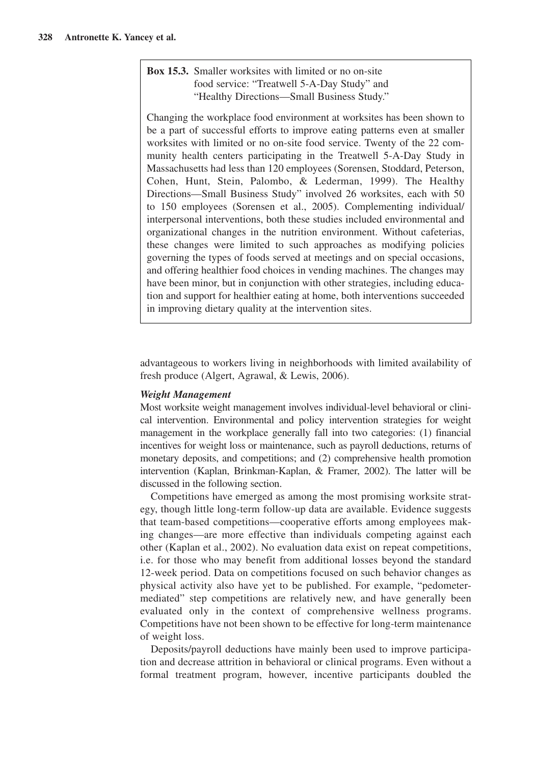**Box 15.3.** Smaller worksites with limited or no on-site food service: "Treatwell 5-A-Day Study" and "Healthy Directions—Small Business Study."

Changing the workplace food environment at worksites has been shown to be a part of successful efforts to improve eating patterns even at smaller worksites with limited or no on-site food service. Twenty of the 22 community health centers participating in the Treatwell 5-A-Day Study in Massachusetts had less than 120 employees (Sorensen, Stoddard, Peterson, Cohen, Hunt, Stein, Palombo, & Lederman, 1999). The Healthy Directions—Small Business Study" involved 26 worksites, each with 50 to 150 employees (Sorensen et al., 2005). Complementing individual/interpersonal interventions, both these studies included environmental and organizational changes in the nutrition environment. Without cafeterias, these changes were limited to such approaches as modifying policies governing the types of foods served at meetings and on special occasions, and offering healthier food choices in vending machines. The changes may have been minor, but in conjunction with other strategies, including education and support for healthier eating at home, both interventions succeeded in improving dietary quality at the intervention sites.

advantageous to workers living in neighborhoods with limited availability of fresh produce (Algert, Agrawal, & Lewis, 2006).

***Weight Management***

Most worksite weight management involves individual-level behavioral or clinical intervention. Environmental and policy intervention strategies for weight management in the workplace generally fall into two categories: (1) financial incentives for weight loss or maintenance, such as payroll deductions, returns of monetary deposits, and competitions; and (2) comprehensive health promotion intervention (Kaplan, Brinkman-Kaplan, & Framer, 2002). The latter will be discussed in the following section.

Competitions have emerged as among the most promising worksite strategy, though little long-term follow-up data are available. Evidence suggests that team-based competitions—cooperative efforts among employees making changes—are more effective than individuals competing against each other (Kaplan et al., 2002). No evaluation data exist on repeat competitions, i.e. for those who may benefit from additional losses beyond the standard 12-week period. Data on competitions focused on such behavior changes as physical activity also have yet to be published. For example, "pedometer-mediated" step competitions are relatively new, and have generally been evaluated only in the context of comprehensive wellness programs. Competitions have not been shown to be effective for long-term maintenance of weight loss.

Deposits/payroll deductions have mainly been used to improve participation and decrease attrition in behavioral or clinical programs. Even without a formal treatment program, however, incentive participants doubled the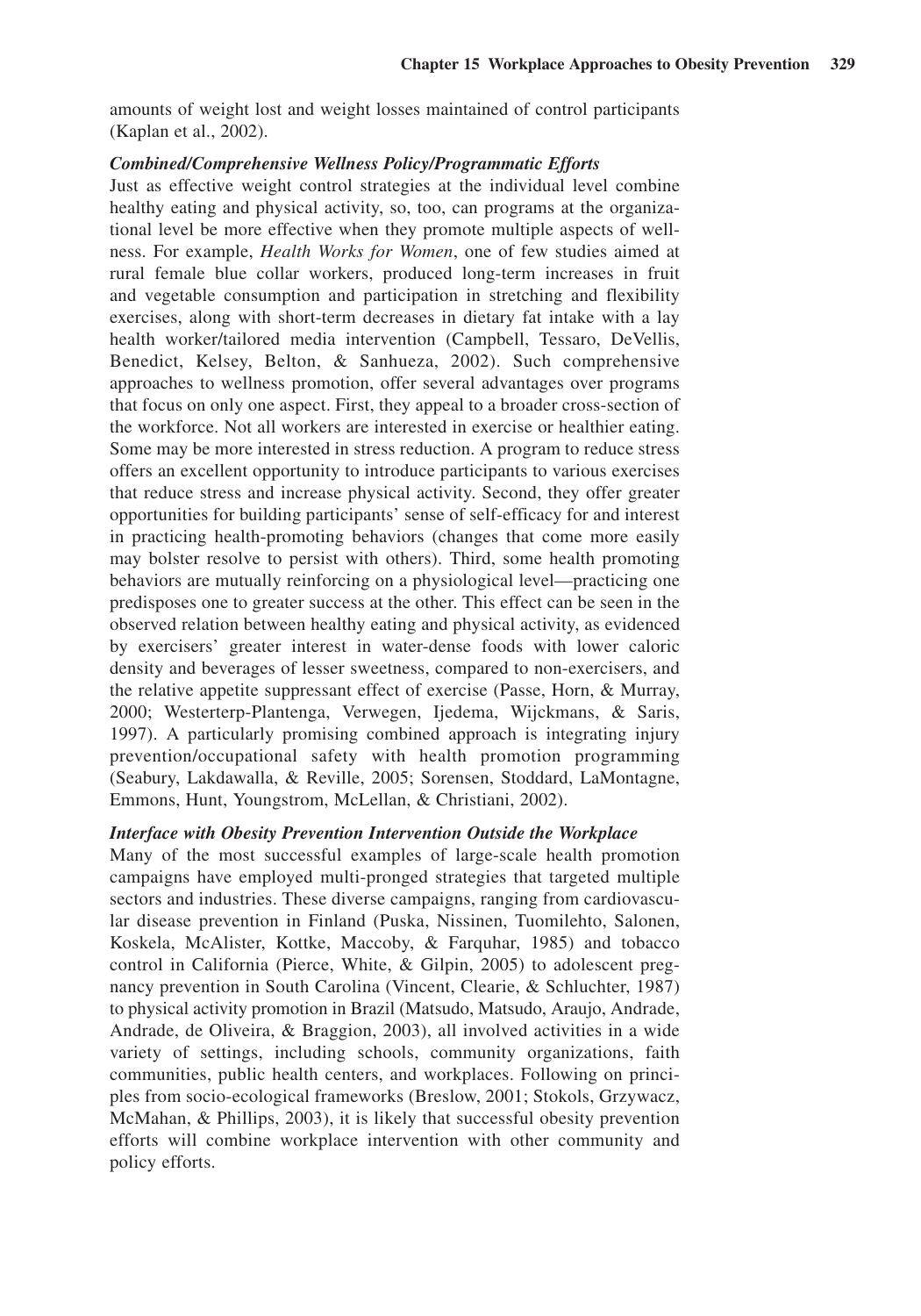amounts of weight lost and weight losses maintained of control participants (Kaplan et al., 2002).

***Combined/Comprehensive Wellness Policy/Programmatic Efforts***

Just as effective weight control strategies at the individual level combine healthy eating and physical activity, so, too, can programs at the organizational level be more effective when they promote multiple aspects of wellness. For example, *Health Works for Women*, one of few studies aimed at rural female blue collar workers, produced long-term increases in fruit and vegetable consumption and participation in stretching and flexibility exercises, along with short-term decreases in dietary fat intake with a lay health worker/tailored media intervention (Campbell, Tessaro, DeVellis, Benedict, Kelsey, Belton, & Sanhueza, 2002). Such comprehensive approaches to wellness promotion, offer several advantages over programs that focus on only one aspect. First, they appeal to a broader cross-section of the workforce. Not all workers are interested in exercise or healthier eating. Some may be more interested in stress reduction. A program to reduce stress offers an excellent opportunity to introduce participants to various exercises that reduce stress and increase physical activity. Second, they offer greater opportunities for building participants' sense of self-efficacy for and interest in practicing health-promoting behaviors (changes that come more easily may bolster resolve to persist with others). Third, some health promoting behaviors are mutually reinforcing on a physiological level—practicing one predisposes one to greater success at the other. This effect can be seen in the observed relation between healthy eating and physical activity, as evidenced by exercisers' greater interest in water-dense foods with lower caloric density and beverages of lesser sweetness, compared to non-exercisers, and the relative appetite suppressant effect of exercise (Passe, Horn, & Murray, 2000; Westerterp-Plantenga, Verwegen, Ijedema, Wijckmans, & Saris, 1997). A particularly promising combined approach is integrating injury prevention/occupational safety with health promotion programming (Seabury, Lakdawalla, & Reville, 2005; Sorensen, Stoddard, LaMontagne, Emmons, Hunt, Youngstrom, McLellan, & Christiani, 2002).

***Interface with Obesity Prevention Intervention Outside the Workplace***

Many of the most successful examples of large-scale health promotion campaigns have employed multi-pronged strategies that targeted multiple sectors and industries. These diverse campaigns, ranging from cardiovascular disease prevention in Finland (Puska, Nissinen, Tuomilehto, Salonen, Koskela, McAlister, Kottke, Maccoby, & Farquhar, 1985) and tobacco control in California (Pierce, White, & Gilpin, 2005) to adolescent pregnancy prevention in South Carolina (Vincent, Clearie, & Schluchter, 1987) to physical activity promotion in Brazil (Matsudo, Matsudo, Araujo, Andrade, Andrade, de Oliveira, & Braggion, 2003), all involved activities in a wide variety of settings, including schools, community organizations, faith communities, public health centers, and workplaces. Following on principles from socio-ecological frameworks (Breslow, 2001; Stokols, Grzywacz, McMahan, & Phillips, 2003), it is likely that successful obesity prevention efforts will combine workplace intervention with other community and policy efforts.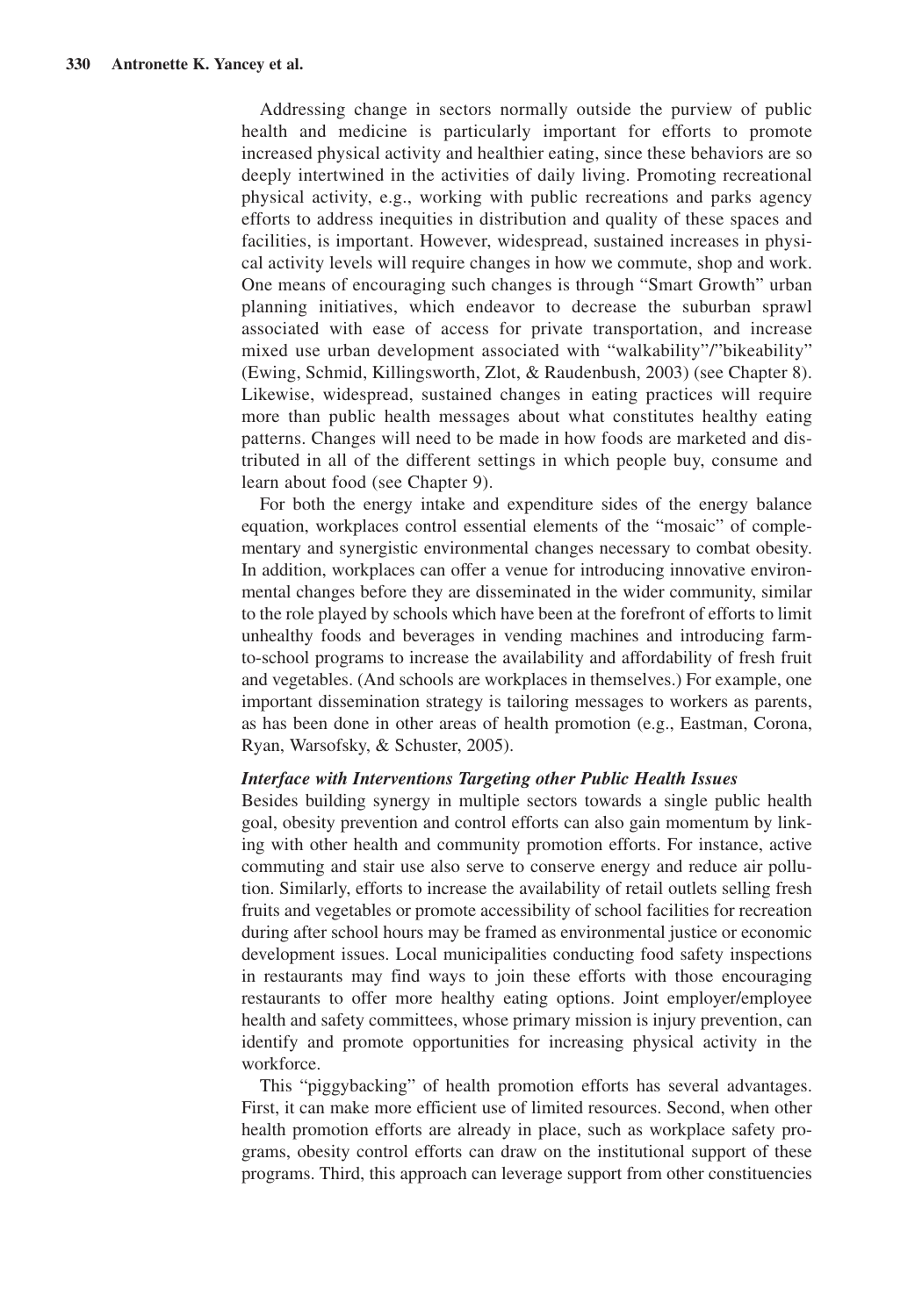Addressing change in sectors normally outside the purview of public health and medicine is particularly important for efforts to promote increased physical activity and healthier eating, since these behaviors are so deeply intertwined in the activities of daily living. Promoting recreational physical activity, e.g., working with public recreations and parks agency efforts to address inequities in distribution and quality of these spaces and facilities, is important. However, widespread, sustained increases in physical activity levels will require changes in how we commute, shop and work. One means of encouraging such changes is through "Smart Growth" urban planning initiatives, which endeavor to decrease the suburban sprawl associated with ease of access for private transportation, and increase mixed use urban development associated with "walkability"/"bikeability" (Ewing, Schmid, Killingsworth, Zlot, & Raudenbush, 2003) (see Chapter 8). Likewise, widespread, sustained changes in eating practices will require more than public health messages about what constitutes healthy eating patterns. Changes will need to be made in how foods are marketed and distributed in all of the different settings in which people buy, consume and learn about food (see Chapter 9).

For both the energy intake and expenditure sides of the energy balance equation, workplaces control essential elements of the "mosaic" of complementary and synergistic environmental changes necessary to combat obesity. In addition, workplaces can offer a venue for introducing innovative environmental changes before they are disseminated in the wider community, similar to the role played by schools which have been at the forefront of efforts to limit unhealthy foods and beverages in vending machines and introducing farm-to-school programs to increase the availability and affordability of fresh fruit and vegetables. (And schools are workplaces in themselves.) For example, one important dissemination strategy is tailoring messages to workers as parents, as has been done in other areas of health promotion (e.g., Eastman, Corona, Ryan, Warsofsky, & Schuster, 2005).

***Interface with Interventions Targeting other Public Health Issues***

Besides building synergy in multiple sectors towards a single public health goal, obesity prevention and control efforts can also gain momentum by linking with other health and community promotion efforts. For instance, active commuting and stair use also serve to conserve energy and reduce air pollution. Similarly, efforts to increase the availability of retail outlets selling fresh fruits and vegetables or promote accessibility of school facilities for recreation during after school hours may be framed as environmental justice or economic development issues. Local municipalities conducting food safety inspections in restaurants may find ways to join these efforts with those encouraging restaurants to offer more healthy eating options. Joint employer/employee health and safety committees, whose primary mission is injury prevention, can identify and promote opportunities for increasing physical activity in the workforce.

This "piggybacking" of health promotion efforts has several advantages. First, it can make more efficient use of limited resources. Second, when other health promotion efforts are already in place, such as workplace safety programs, obesity control efforts can draw on the institutional support of these programs. Third, this approach can leverage support from other constituencies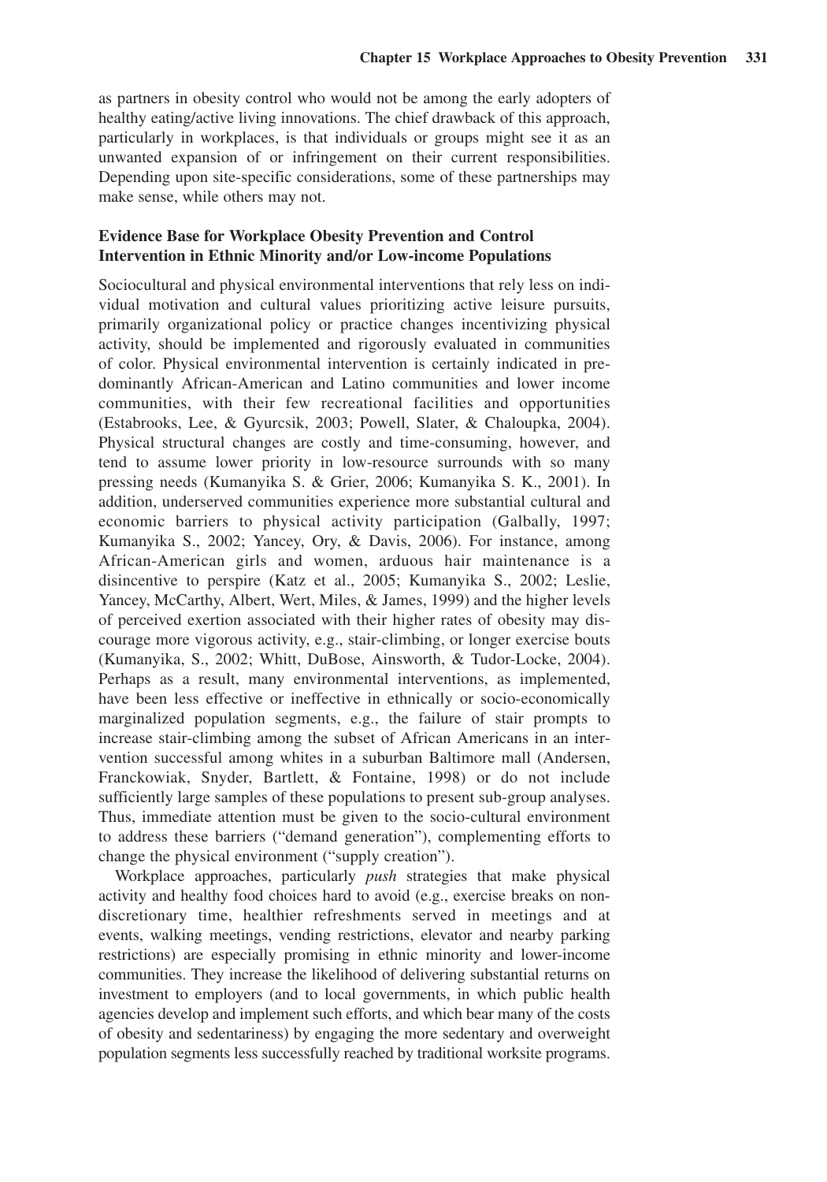as partners in obesity control who would not be among the early adopters of healthy eating/active living innovations. The chief drawback of this approach, particularly in workplaces, is that individuals or groups might see it as an unwanted expansion of or infringement on their current responsibilities. Depending upon site-specific considerations, some of these partnerships may make sense, while others may not.

### Evidence Base for Workplace Obesity Prevention and Control Intervention in Ethnic Minority and/or Low-income Populations

Sociocultural and physical environmental interventions that rely less on individual motivation and cultural values prioritizing active leisure pursuits, primarily organizational policy or practice changes incentivizing physical activity, should be implemented and rigorously evaluated in communities of color. Physical environmental intervention is certainly indicated in predominantly African-American and Latino communities and lower income communities, with their few recreational facilities and opportunities (Estabrooks, Lee, & Gyurcsik, 2003; Powell, Slater, & Chaloupka, 2004). Physical structural changes are costly and time-consuming, however, and tend to assume lower priority in low-resource surrounds with so many pressing needs (Kumanyika S. & Grier, 2006; Kumanyika S. K., 2001). In addition, underserved communities experience more substantial cultural and economic barriers to physical activity participation (Galbally, 1997; Kumanyika S., 2002; Yancey, Ory, & Davis, 2006). For instance, among African-American girls and women, arduous hair maintenance is a disincentive to perspire (Katz et al., 2005; Kumanyika S., 2002; Leslie, Yancey, McCarthy, Albert, Wert, Miles, & James, 1999) and the higher levels of perceived exertion associated with their higher rates of obesity may discourage more vigorous activity, e.g., stair-climbing, or longer exercise bouts (Kumanyika, S., 2002; Whitt, DuBose, Ainsworth, & Tudor-Locke, 2004). Perhaps as a result, many environmental interventions, as implemented, have been less effective or ineffective in ethnically or socio-economically marginalized population segments, e.g., the failure of stair prompts to increase stair-climbing among the subset of African Americans in an intervention successful among whites in a suburban Baltimore mall (Andersen, Franckowiak, Snyder, Bartlett, & Fontaine, 1998) or do not include sufficiently large samples of these populations to present sub-group analyses. Thus, immediate attention must be given to the socio-cultural environment to address these barriers ("demand generation"), complementing efforts to change the physical environment ("supply creation").

Workplace approaches, particularly *push* strategies that make physical activity and healthy food choices hard to avoid (e.g., exercise breaks on non-discretionary time, healthier refreshments served in meetings and at events, walking meetings, vending restrictions, elevator and nearby parking restrictions) are especially promising in ethnic minority and lower-income communities. They increase the likelihood of delivering substantial returns on investment to employers (and to local governments, in which public health agencies develop and implement such efforts, and which bear many of the costs of obesity and sedentariness) by engaging the more sedentary and overweight population segments less successfully reached by traditional worksite programs.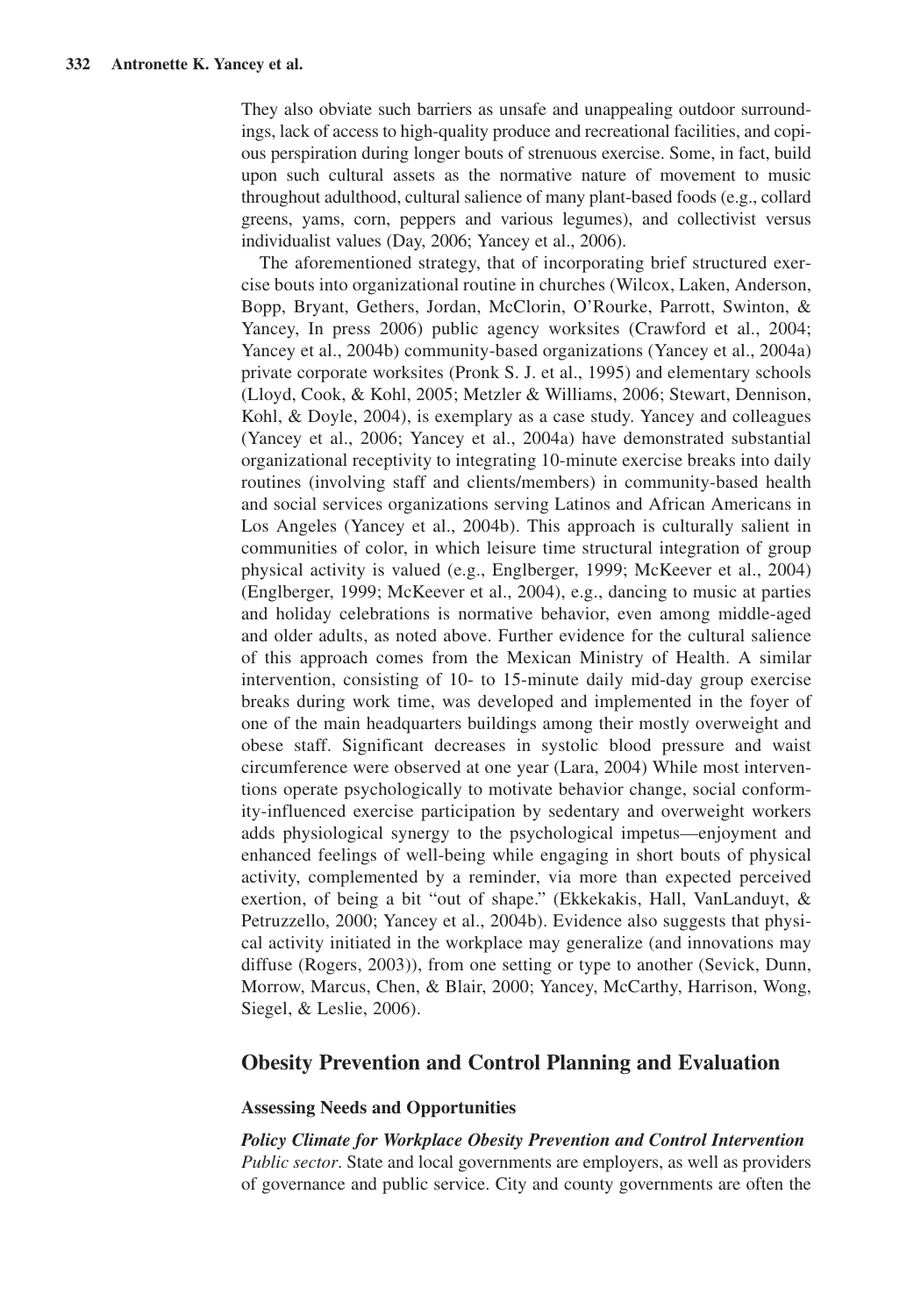They also obviate such barriers as unsafe and unappealing outdoor surroundings, lack of access to high-quality produce and recreational facilities, and copious perspiration during longer bouts of strenuous exercise. Some, in fact, build upon such cultural assets as the normative nature of movement to music throughout adulthood, cultural salience of many plant-based foods (e.g., collard greens, yams, corn, peppers and various legumes), and collectivist versus individualist values (Day, 2006; Yancey et al., 2006).

The aforementioned strategy, that of incorporating brief structured exercise bouts into organizational routine in churches (Wilcox, Laken, Anderson, Bopp, Bryant, Gethers, Jordan, McClorin, O'Rourke, Parrott, Swinton, & Yancey, In press 2006) public agency worksites (Crawford et al., 2004; Yancey et al., 2004b) community-based organizations (Yancey et al., 2004a) private corporate worksites (Pronk S. J. et al., 1995) and elementary schools (Lloyd, Cook, & Kohl, 2005; Metzler & Williams, 2006; Stewart, Dennison, Kohl, & Doyle, 2004), is exemplary as a case study. Yancey and colleagues (Yancey et al., 2006; Yancey et al., 2004a) have demonstrated substantial organizational receptivity to integrating 10-minute exercise breaks into daily routines (involving staff and clients/members) in community-based health and social services organizations serving Latinos and African Americans in Los Angeles (Yancey et al., 2004b). This approach is culturally salient in communities of color, in which leisure time structural integration of group physical activity is valued (e.g., Englberger, 1999; McKeever et al., 2004) (Englberger, 1999; McKeever et al., 2004), e.g., dancing to music at parties and holiday celebrations is normative behavior, even among middle-aged and older adults, as noted above. Further evidence for the cultural salience of this approach comes from the Mexican Ministry of Health. A similar intervention, consisting of 10- to 15-minute daily mid-day group exercise breaks during work time, was developed and implemented in the foyer of one of the main headquarters buildings among their mostly overweight and obese staff. Significant decreases in systolic blood pressure and waist circumference were observed at one year (Lara, 2004) While most interventions operate psychologically to motivate behavior change, social conformity-influenced exercise participation by sedentary and overweight workers adds physiological synergy to the psychological impetus—enjoyment and enhanced feelings of well-being while engaging in short bouts of physical activity, complemented by a reminder, via more than expected perceived exertion, of being a bit "out of shape." (Ekkekakis, Hall, VanLanduyt, & Petruzzello, 2000; Yancey et al., 2004b). Evidence also suggests that physical activity initiated in the workplace may generalize (and innovations may diffuse (Rogers, 2003)), from one setting or type to another (Sevick, Dunn, Morrow, Marcus, Chen, & Blair, 2000; Yancey, McCarthy, Harrison, Wong, Siegel, & Leslie, 2006).

## Obesity Prevention and Control Planning and Evaluation

### Assessing Needs and Opportunities

#### *Policy Climate for Workplace Obesity Prevention and Control Intervention*

*Public sector*. State and local governments are employers, as well as providers of governance and public service. City and county governments are often the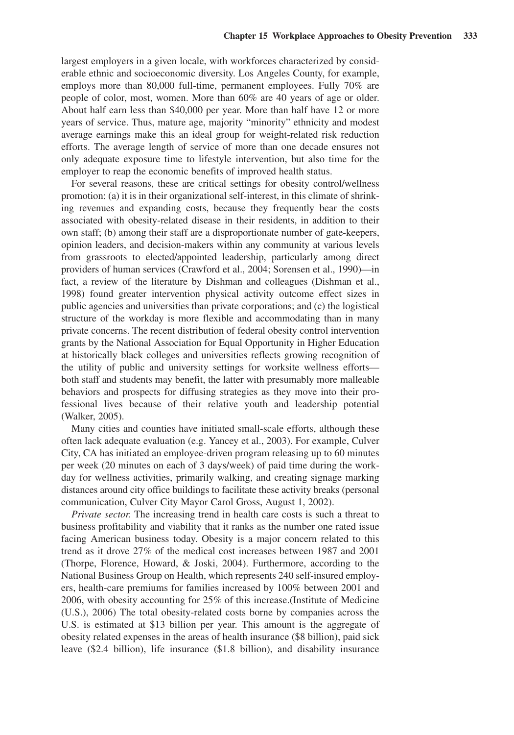largest employers in a given locale, with workforces characterized by considerable ethnic and socioeconomic diversity. Los Angeles County, for example, employs more than 80,000 full-time, permanent employees. Fully 70% are people of color, most, women. More than 60% are 40 years of age or older. About half earn less than $40,000 per year. More than half have 12 or more years of service. Thus, mature age, majority "minority" ethnicity and modest average earnings make this an ideal group for weight-related risk reduction efforts. The average length of service of more than one decade ensures not only adequate exposure time to lifestyle intervention, but also time for the employer to reap the economic benefits of improved health status.

For several reasons, these are critical settings for obesity control/wellness promotion: (a) it is in their organizational self-interest, in this climate of shrinking revenues and expanding costs, because they frequently bear the costs associated with obesity-related disease in their residents, in addition to their own staff; (b) among their staff are a disproportionate number of gate-keepers, opinion leaders, and decision-makers within any community at various levels from grassroots to elected/appointed leadership, particularly among direct providers of human services (Crawford et al., 2004; Sorensen et al., 1990)—in fact, a review of the literature by Dishman and colleagues (Dishman et al., 1998) found greater intervention physical activity outcome effect sizes in public agencies and universities than private corporations; and (c) the logistical structure of the workday is more flexible and accommodating than in many private concerns. The recent distribution of federal obesity control intervention grants by the National Association for Equal Opportunity in Higher Education at historically black colleges and universities reflects growing recognition of the utility of public and university settings for worksite wellness efforts—both staff and students may benefit, the latter with presumably more malleable behaviors and prospects for diffusing strategies as they move into their professional lives because of their relative youth and leadership potential (Walker, 2005).

Many cities and counties have initiated small-scale efforts, although these often lack adequate evaluation (e.g. Yancey et al., 2003). For example, Culver City, CA has initiated an employee-driven program releasing up to 60 minutes per week (20 minutes on each of 3 days/week) of paid time during the workday for wellness activities, primarily walking, and creating signage marking distances around city office buildings to facilitate these activity breaks (personal communication, Culver City Mayor Carol Gross, August 1, 2002).

*Private sector.* The increasing trend in health care costs is such a threat to business profitability and viability that it ranks as the number one rated issue facing American business today. Obesity is a major concern related to this trend as it drove 27% of the medical cost increases between 1987 and 2001 (Thorpe, Florence, Howard, & Joski, 2004). Furthermore, according to the National Business Group on Health, which represents 240 self-insured employers, health-care premiums for families increased by 100% between 2001 and 2006, with obesity accounting for 25% of this increase.(Institute of Medicine (U.S.), 2006) The total obesity-related costs borne by companies across the U.S. is estimated at $13 billion per year. This amount is the aggregate of obesity related expenses in the areas of health insurance ($8 billion), paid sick leave ($2.4 billion), life insurance ($1.8 billion), and disability insurance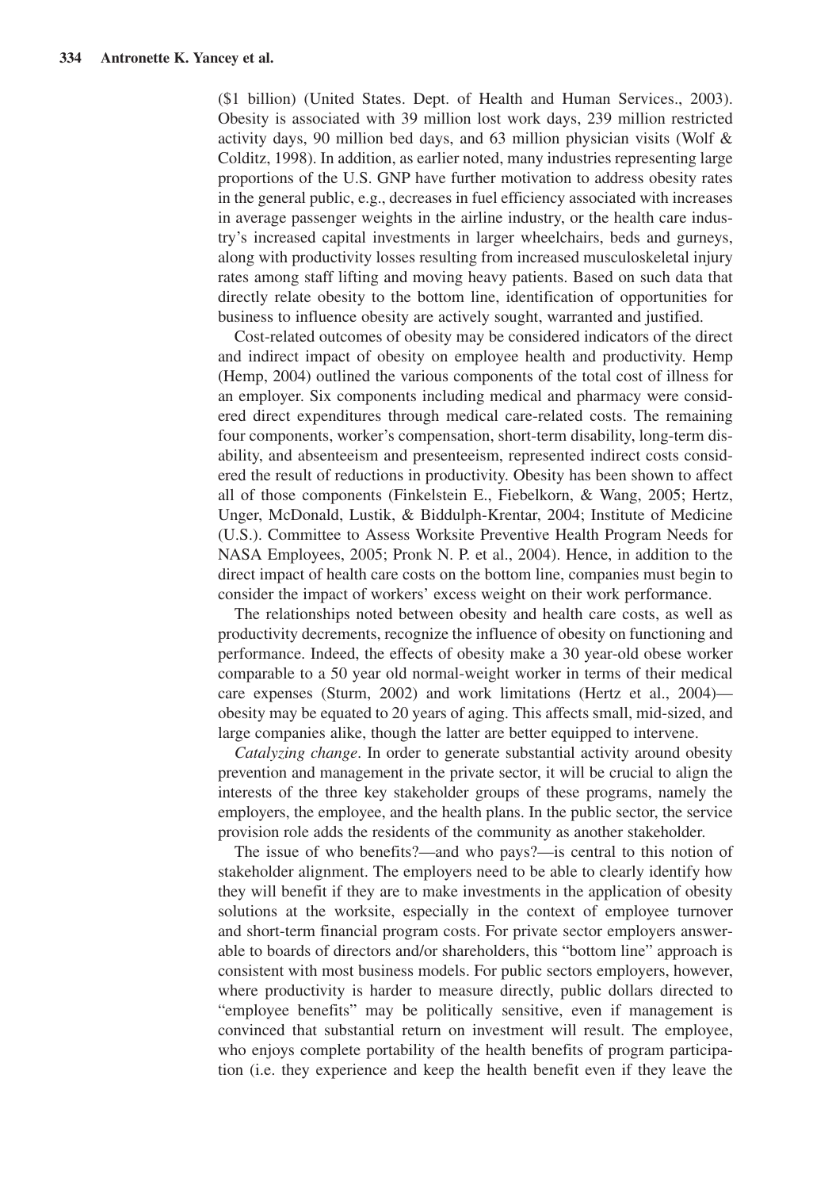($1 billion) (United States. Dept. of Health and Human Services., 2003). Obesity is associated with 39 million lost work days, 239 million restricted activity days, 90 million bed days, and 63 million physician visits (Wolf & Colditz, 1998). In addition, as earlier noted, many industries representing large proportions of the U.S. GNP have further motivation to address obesity rates in the general public, e.g., decreases in fuel efficiency associated with increases in average passenger weights in the airline industry, or the health care industry's increased capital investments in larger wheelchairs, beds and gurneys, along with productivity losses resulting from increased musculoskeletal injury rates among staff lifting and moving heavy patients. Based on such data that directly relate obesity to the bottom line, identification of opportunities for business to influence obesity are actively sought, warranted and justified.

Cost-related outcomes of obesity may be considered indicators of the direct and indirect impact of obesity on employee health and productivity. Hemp (Hemp, 2004) outlined the various components of the total cost of illness for an employer. Six components including medical and pharmacy were considered direct expenditures through medical care-related costs. The remaining four components, worker's compensation, short-term disability, long-term disability, and absenteeism and presenteeism, represented indirect costs considered the result of reductions in productivity. Obesity has been shown to affect all of those components (Finkelstein E., Fiebelkorn, & Wang, 2005; Hertz, Unger, McDonald, Lustik, & Biddulph-Krentar, 2004; Institute of Medicine (U.S.). Committee to Assess Worksite Preventive Health Program Needs for NASA Employees, 2005; Pronk N. P. et al., 2004). Hence, in addition to the direct impact of health care costs on the bottom line, companies must begin to consider the impact of workers' excess weight on their work performance.

The relationships noted between obesity and health care costs, as well as productivity decrements, recognize the influence of obesity on functioning and performance. Indeed, the effects of obesity make a 30 year-old obese worker comparable to a 50 year old normal-weight worker in terms of their medical care expenses (Sturm, 2002) and work limitations (Hertz et al., 2004)—obesity may be equated to 20 years of aging. This affects small, mid-sized, and large companies alike, though the latter are better equipped to intervene.

*Catalyzing change*. In order to generate substantial activity around obesity prevention and management in the private sector, it will be crucial to align the interests of the three key stakeholder groups of these programs, namely the employers, the employee, and the health plans. In the public sector, the service provision role adds the residents of the community as another stakeholder.

The issue of who benefits?—and who pays?—is central to this notion of stakeholder alignment. The employers need to be able to clearly identify how they will benefit if they are to make investments in the application of obesity solutions at the worksite, especially in the context of employee turnover and short-term financial program costs. For private sector employers answerable to boards of directors and/or shareholders, this "bottom line" approach is consistent with most business models. For public sectors employers, however, where productivity is harder to measure directly, public dollars directed to "employee benefits" may be politically sensitive, even if management is convinced that substantial return on investment will result. The employee, who enjoys complete portability of the health benefits of program participation (i.e. they experience and keep the health benefit even if they leave the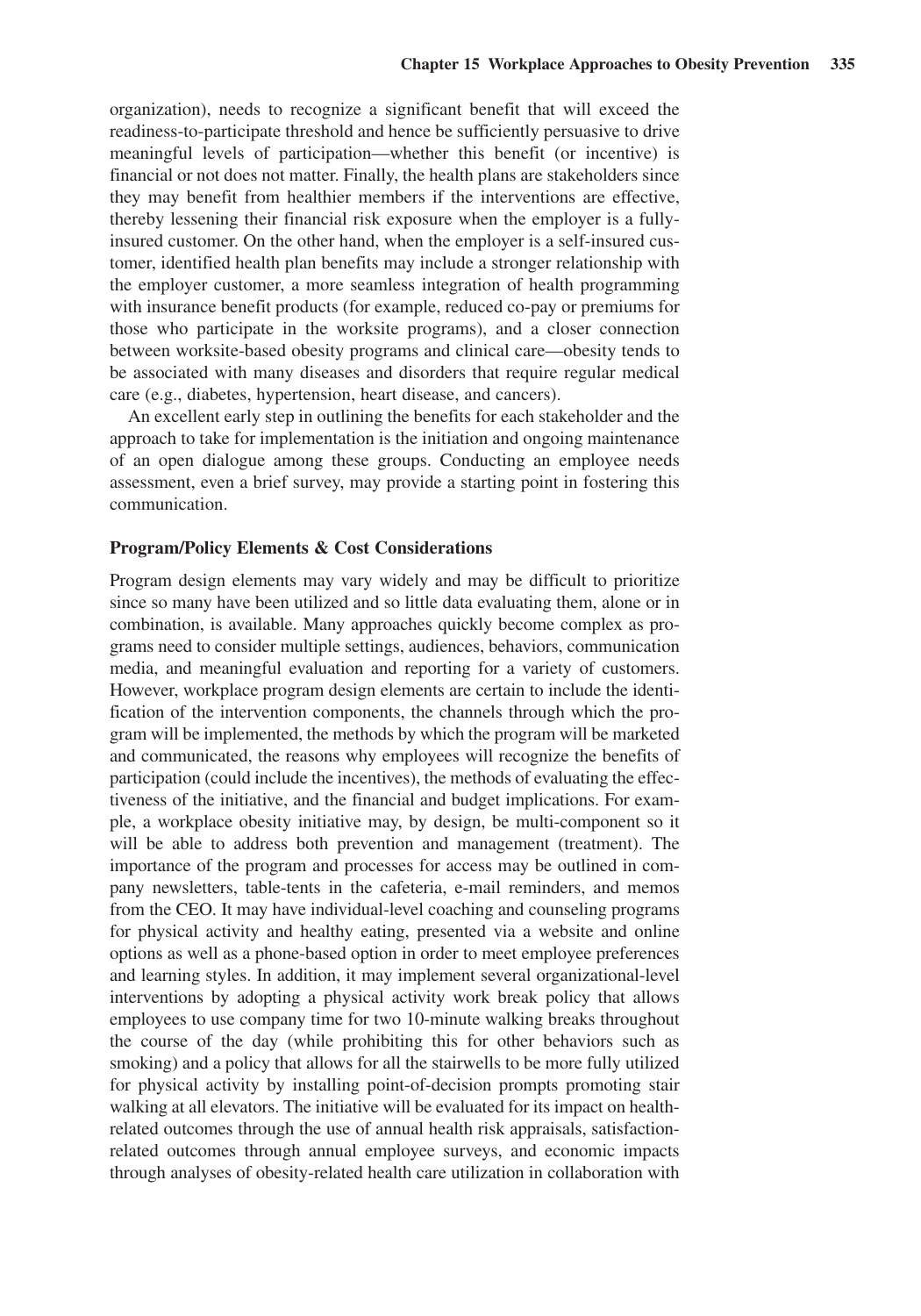organization), needs to recognize a significant benefit that will exceed the readiness-to-participate threshold and hence be sufficiently persuasive to drive meaningful levels of participation—whether this benefit (or incentive) is financial or not does not matter. Finally, the health plans are stakeholders since they may benefit from healthier members if the interventions are effective, thereby lessening their financial risk exposure when the employer is a fully-insured customer. On the other hand, when the employer is a self-insured customer, identified health plan benefits may include a stronger relationship with the employer customer, a more seamless integration of health programming with insurance benefit products (for example, reduced co-pay or premiums for those who participate in the worksite programs), and a closer connection between worksite-based obesity programs and clinical care—obesity tends to be associated with many diseases and disorders that require regular medical care (e.g., diabetes, hypertension, heart disease, and cancers).

An excellent early step in outlining the benefits for each stakeholder and the approach to take for implementation is the initiation and ongoing maintenance of an open dialogue among these groups. Conducting an employee needs assessment, even a brief survey, may provide a starting point in fostering this communication.

### Program/Policy Elements & Cost Considerations

Program design elements may vary widely and may be difficult to prioritize since so many have been utilized and so little data evaluating them, alone or in combination, is available. Many approaches quickly become complex as programs need to consider multiple settings, audiences, behaviors, communication media, and meaningful evaluation and reporting for a variety of customers. However, workplace program design elements are certain to include the identification of the intervention components, the channels through which the program will be implemented, the methods by which the program will be marketed and communicated, the reasons why employees will recognize the benefits of participation (could include the incentives), the methods of evaluating the effectiveness of the initiative, and the financial and budget implications. For example, a workplace obesity initiative may, by design, be multi-component so it will be able to address both prevention and management (treatment). The importance of the program and processes for access may be outlined in company newsletters, table-tents in the cafeteria, e-mail reminders, and memos from the CEO. It may have individual-level coaching and counseling programs for physical activity and healthy eating, presented via a website and online options as well as a phone-based option in order to meet employee preferences and learning styles. In addition, it may implement several organizational-level interventions by adopting a physical activity work break policy that allows employees to use company time for two 10-minute walking breaks throughout the course of the day (while prohibiting this for other behaviors such as smoking) and a policy that allows for all the stairwells to be more fully utilized for physical activity by installing point-of-decision prompts promoting stair walking at all elevators. The initiative will be evaluated for its impact on health-related outcomes through the use of annual health risk appraisals, satisfaction-related outcomes through annual employee surveys, and economic impacts through analyses of obesity-related health care utilization in collaboration with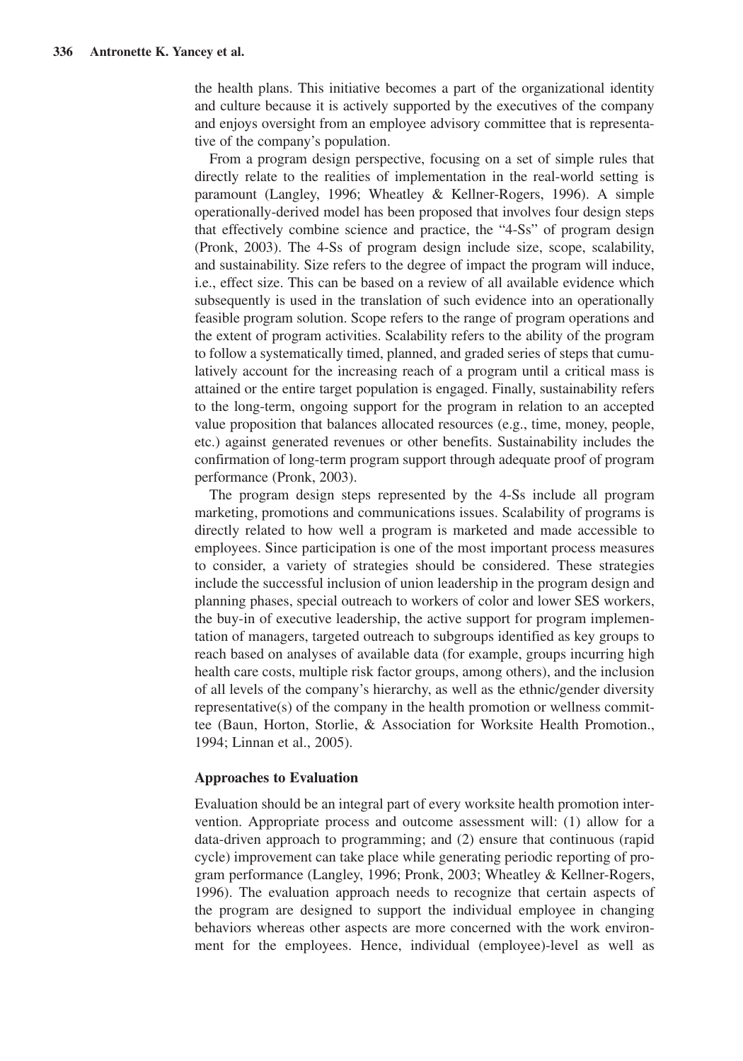the health plans. This initiative becomes a part of the organizational identity and culture because it is actively supported by the executives of the company and enjoys oversight from an employee advisory committee that is representative of the company's population.

From a program design perspective, focusing on a set of simple rules that directly relate to the realities of implementation in the real-world setting is paramount (Langley, 1996; Wheatley & Kellner-Rogers, 1996). A simple operationally-derived model has been proposed that involves four design steps that effectively combine science and practice, the "4-Ss" of program design (Pronk, 2003). The 4-Ss of program design include size, scope, scalability, and sustainability. Size refers to the degree of impact the program will induce, i.e., effect size. This can be based on a review of all available evidence which subsequently is used in the translation of such evidence into an operationally feasible program solution. Scope refers to the range of program operations and the extent of program activities. Scalability refers to the ability of the program to follow a systematically timed, planned, and graded series of steps that cumulatively account for the increasing reach of a program until a critical mass is attained or the entire target population is engaged. Finally, sustainability refers to the long-term, ongoing support for the program in relation to an accepted value proposition that balances allocated resources (e.g., time, money, people, etc.) against generated revenues or other benefits. Sustainability includes the confirmation of long-term program support through adequate proof of program performance (Pronk, 2003).

The program design steps represented by the 4-Ss include all program marketing, promotions and communications issues. Scalability of programs is directly related to how well a program is marketed and made accessible to employees. Since participation is one of the most important process measures to consider, a variety of strategies should be considered. These strategies include the successful inclusion of union leadership in the program design and planning phases, special outreach to workers of color and lower SES workers, the buy-in of executive leadership, the active support for program implementation of managers, targeted outreach to subgroups identified as key groups to reach based on analyses of available data (for example, groups incurring high health care costs, multiple risk factor groups, among others), and the inclusion of all levels of the company's hierarchy, as well as the ethnic/gender diversity representative(s) of the company in the health promotion or wellness committee (Baun, Horton, Storlie, & Association for Worksite Health Promotion., 1994; Linnan et al., 2005).

### Approaches to Evaluation

Evaluation should be an integral part of every worksite health promotion intervention. Appropriate process and outcome assessment will: (1) allow for a data-driven approach to programming; and (2) ensure that continuous (rapid cycle) improvement can take place while generating periodic reporting of program performance (Langley, 1996; Pronk, 2003; Wheatley & Kellner-Rogers, 1996). The evaluation approach needs to recognize that certain aspects of the program are designed to support the individual employee in changing behaviors whereas other aspects are more concerned with the work environment for the employees. Hence, individual (employee)-level as well as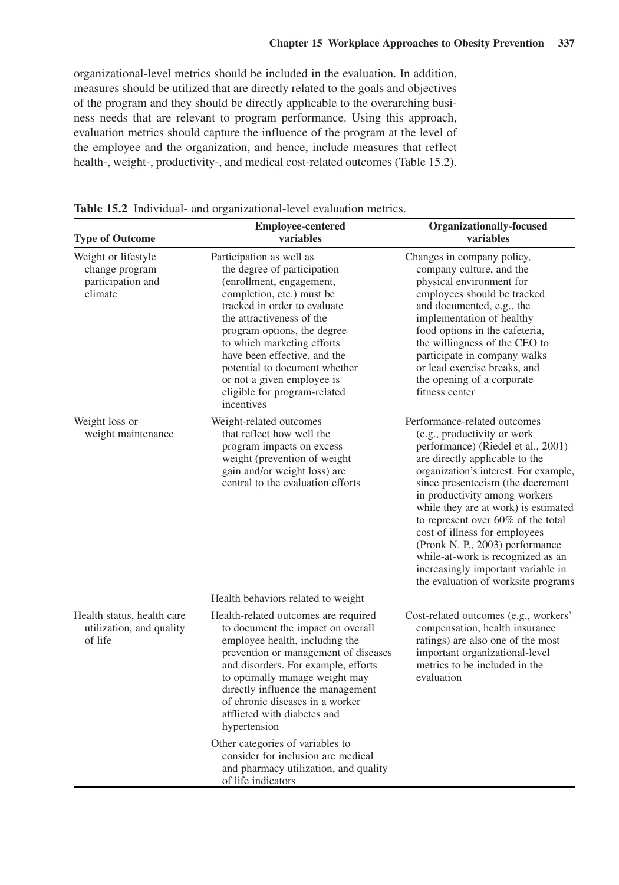organizational-level metrics should be included in the evaluation. In addition, measures should be utilized that are directly related to the goals and objectives of the program and they should be directly applicable to the overarching business needs that are relevant to program performance. Using this approach, evaluation metrics should capture the influence of the program at the level of the employee and the organization, and hence, include measures that reflect health-, weight-, productivity-, and medical cost-related outcomes (Table 15.2).

**Table 15.2** Individual- and organizational-level evaluation metrics.

| Type of Outcome | Employee-centered variables | Organizationally-focused variables |
|---|---|---|
| Weight or lifestyle change program participation and climate | Participation as well as the degree of participation (enrollment, engagement, completion, etc.) must be tracked in order to evaluate the attractiveness of the program options, the degree to which marketing efforts have been effective, and the potential to document whether or not a given employee is eligible for program-related incentives | Changes in company policy, company culture, and the physical environment for employees should be tracked and documented, e.g., the implementation of healthy food options in the cafeteria, the willingness of the CEO to participate in company walks or lead exercise breaks, and the opening of a corporate fitness center |
| Weight loss or weight maintenance | Weight-related outcomes that reflect how well the program impacts on excess weight (prevention of weight gain and/or weight loss) are central to the evaluation efforts | Performance-related outcomes (e.g., productivity or work performance) (Riedel et al., 2001) are directly applicable to the organization's interest. For example, since presenteeism (the decrement in productivity among workers while they are at work) is estimated to represent over 60% of the total cost of illness for employees (Pronk N. P., 2003) performance while-at-work is recognized as an increasingly important variable in the evaluation of worksite programs |
| | Health behaviors related to weight | |
| Health status, health care utilization, and quality of life | Health-related outcomes are required to document the impact on overall employee health, including the prevention or management of diseases and disorders. For example, efforts to optimally manage weight may directly influence the management of chronic diseases in a worker afflicted with diabetes and hypertension | Cost-related outcomes (e.g., workers' compensation, health insurance ratings) are also one of the most important organizational-level metrics to be included in the evaluation |
| | Other categories of variables to consider for inclusion are medical and pharmacy utilization, and quality of life indicators | |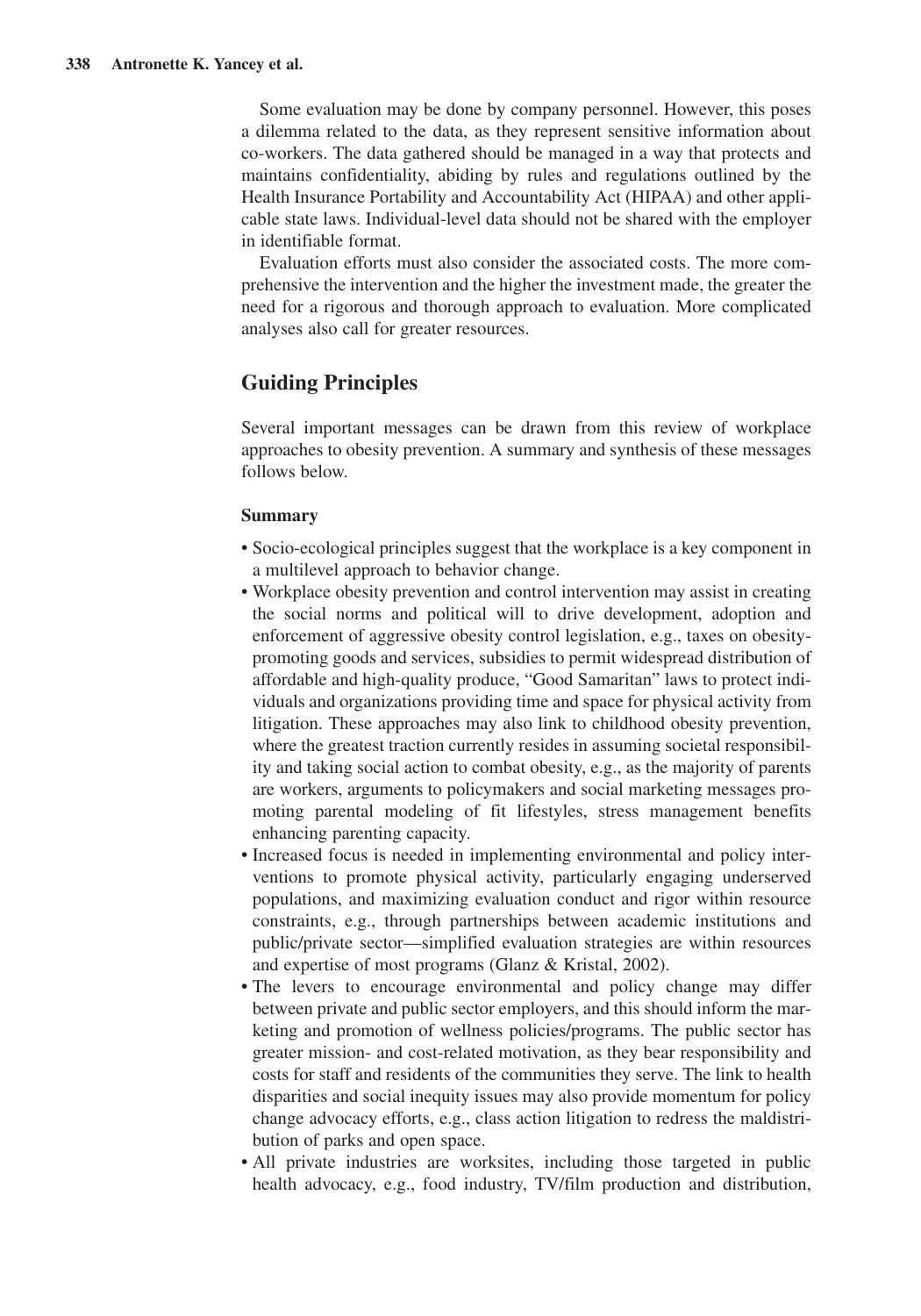Some evaluation may be done by company personnel. However, this poses a dilemma related to the data, as they represent sensitive information about co-workers. The data gathered should be managed in a way that protects and maintains confidentiality, abiding by rules and regulations outlined by the Health Insurance Portability and Accountability Act (HIPAA) and other applicable state laws. Individual-level data should not be shared with the employer in identifiable format.

Evaluation efforts must also consider the associated costs. The more comprehensive the intervention and the higher the investment made, the greater the need for a rigorous and thorough approach to evaluation. More complicated analyses also call for greater resources.

## Guiding Principles

Several important messages can be drawn from this review of workplace approaches to obesity prevention. A summary and synthesis of these messages follows below.

### Summary

- Socio-ecological principles suggest that the workplace is a key component in a multilevel approach to behavior change.
- Workplace obesity prevention and control intervention may assist in creating the social norms and political will to drive development, adoption and enforcement of aggressive obesity control legislation, e.g., taxes on obesity-promoting goods and services, subsidies to permit widespread distribution of affordable and high-quality produce, "Good Samaritan" laws to protect individuals and organizations providing time and space for physical activity from litigation. These approaches may also link to childhood obesity prevention, where the greatest traction currently resides in assuming societal responsibility and taking social action to combat obesity, e.g., as the majority of parents are workers, arguments to policymakers and social marketing messages promoting parental modeling of fit lifestyles, stress management benefits enhancing parenting capacity.
- Increased focus is needed in implementing environmental and policy interventions to promote physical activity, particularly engaging underserved populations, and maximizing evaluation conduct and rigor within resource constraints, e.g., through partnerships between academic institutions and public/private sector—simplified evaluation strategies are within resources and expertise of most programs (Glanz & Kristal, 2002).
- The levers to encourage environmental and policy change may differ between private and public sector employers, and this should inform the marketing and promotion of wellness policies/programs. The public sector has greater mission- and cost-related motivation, as they bear responsibility and costs for staff and residents of the communities they serve. The link to health disparities and social inequity issues may also provide momentum for policy change advocacy efforts, e.g., class action litigation to redress the maldistribution of parks and open space.
- All private industries are worksites, including those targeted in public health advocacy, e.g., food industry, TV/film production and distribution,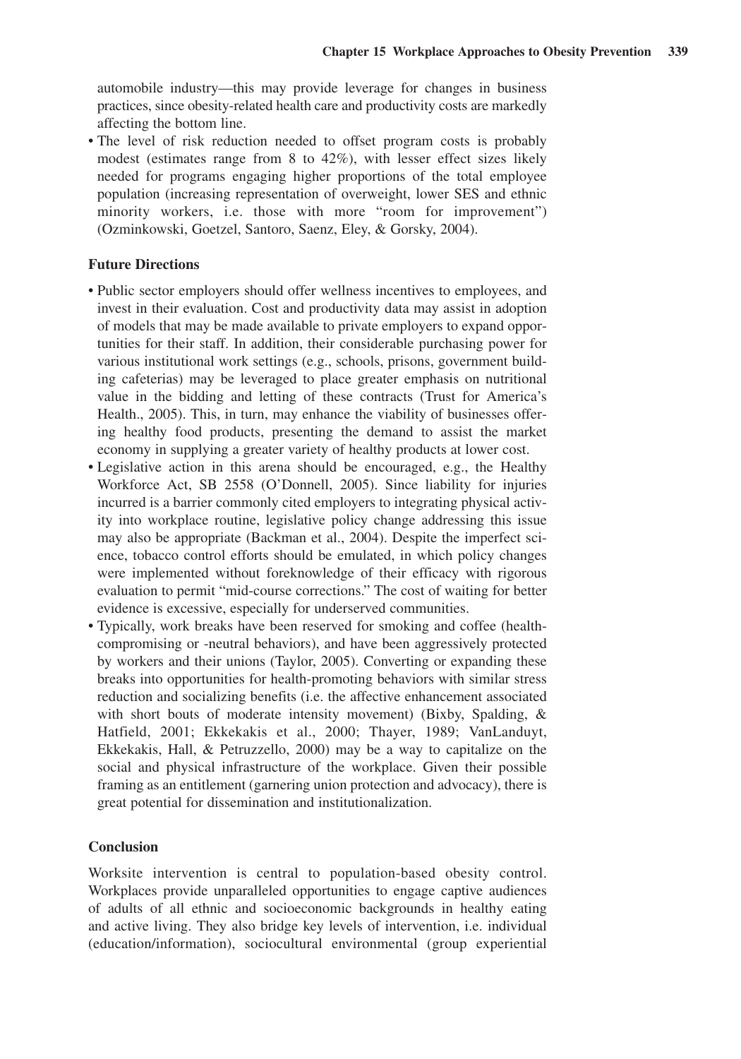automobile industry—this may provide leverage for changes in business practices, since obesity-related health care and productivity costs are markedly affecting the bottom line.

- The level of risk reduction needed to offset program costs is probably modest (estimates range from 8 to 42%), with lesser effect sizes likely needed for programs engaging higher proportions of the total employee population (increasing representation of overweight, lower SES and ethnic minority workers, i.e. those with more "room for improvement") (Ozminkowski, Goetzel, Santoro, Saenz, Eley, & Gorsky, 2004).

**Future Directions**

- Public sector employers should offer wellness incentives to employees, and invest in their evaluation. Cost and productivity data may assist in adoption of models that may be made available to private employers to expand opportunities for their staff. In addition, their considerable purchasing power for various institutional work settings (e.g., schools, prisons, government building cafeterias) may be leveraged to place greater emphasis on nutritional value in the bidding and letting of these contracts (Trust for America's Health., 2005). This, in turn, may enhance the viability of businesses offering healthy food products, presenting the demand to assist the market economy in supplying a greater variety of healthy products at lower cost.
- Legislative action in this arena should be encouraged, e.g., the Healthy Workforce Act, SB 2558 (O'Donnell, 2005). Since liability for injuries incurred is a barrier commonly cited employers to integrating physical activity into workplace routine, legislative policy change addressing this issue may also be appropriate (Backman et al., 2004). Despite the imperfect science, tobacco control efforts should be emulated, in which policy changes were implemented without foreknowledge of their efficacy with rigorous evaluation to permit "mid-course corrections." The cost of waiting for better evidence is excessive, especially for underserved communities.
- Typically, work breaks have been reserved for smoking and coffee (health-compromising or -neutral behaviors), and have been aggressively protected by workers and their unions (Taylor, 2005). Converting or expanding these breaks into opportunities for health-promoting behaviors with similar stress reduction and socializing benefits (i.e. the affective enhancement associated with short bouts of moderate intensity movement) (Bixby, Spalding, & Hatfield, 2001; Ekkekakis et al., 2000; Thayer, 1989; VanLanduyt, Ekkekakis, Hall, & Petruzzello, 2000) may be a way to capitalize on the social and physical infrastructure of the workplace. Given their possible framing as an entitlement (garnering union protection and advocacy), there is great potential for dissemination and institutionalization.

**Conclusion**

Worksite intervention is central to population-based obesity control. Workplaces provide unparalleled opportunities to engage captive audiences of adults of all ethnic and socioeconomic backgrounds in healthy eating and active living. They also bridge key levels of intervention, i.e. individual (education/information), sociocultural environmental (group experiential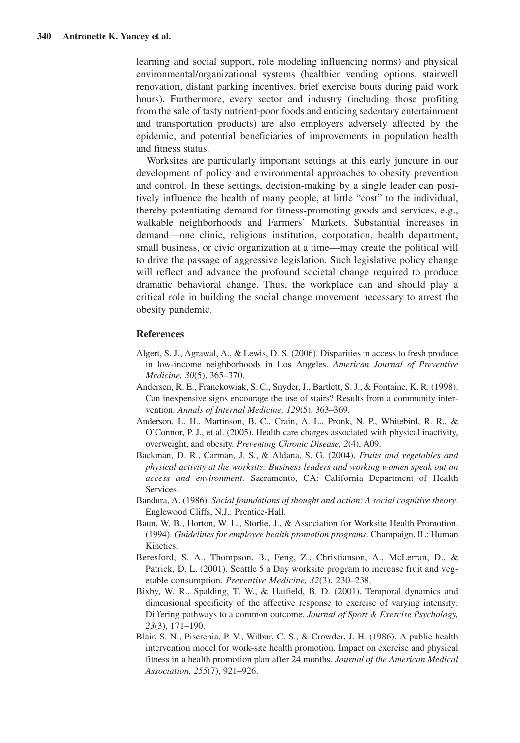learning and social support, role modeling influencing norms) and physical environmental/organizational systems (healthier vending options, stairwell renovation, distant parking incentives, brief exercise bouts during paid work hours). Furthermore, every sector and industry (including those profiting from the sale of tasty nutrient-poor foods and enticing sedentary entertainment and transportation products) are also employers adversely affected by the epidemic, and potential beneficiaries of improvements in population health and fitness status.

Worksites are particularly important settings at this early juncture in our development of policy and environmental approaches to obesity prevention and control. In these settings, decision-making by a single leader can positively influence the health of many people, at little "cost" to the individual, thereby potentiating demand for fitness-promoting goods and services, e.g., walkable neighborhoods and Farmers' Markets. Substantial increases in demand—one clinic, religious institution, corporation, health department, small business, or civic organization at a time—may create the political will to drive the passage of aggressive legislation. Such legislative policy change will reflect and advance the profound societal change required to produce dramatic behavioral change. Thus, the workplace can and should play a critical role in building the social change movement necessary to arrest the obesity pandemic.

## References

Algert, S. J., Agrawal, A., & Lewis, D. S. (2006). Disparities in access to fresh produce in low-income neighborhoods in Los Angeles. *American Journal of Preventive Medicine, 30*(5), 365–370.

Andersen, R. E., Franckowiak, S. C., Snyder, J., Bartlett, S. J., & Fontaine, K. R. (1998). Can inexpensive signs encourage the use of stairs? Results from a community intervention. *Annals of Internal Medicine, 129*(5), 363–369.

Anderson, L. H., Martinson, B. C., Crain, A. L., Pronk, N. P., Whitebird, R. R., & O'Connor, P. J., et al. (2005). Health care charges associated with physical inactivity, overweight, and obesity. *Preventing Chronic Disease, 2*(4), A09.

Backman, D. R., Carman, J. S., & Aldana, S. G. (2004). *Fruits and vegetables and physical activity at the worksite: Business leaders and working women speak out on access and environment.* Sacramento, CA: California Department of Health Services.

Bandura, A. (1986). *Social foundations of thought and action: A social cognitive theory*. Englewood Cliffs, N.J.: Prentice-Hall.

Baun, W. B., Horton, W. L., Storlie, J., & Association for Worksite Health Promotion. (1994). *Guidelines for employee health promotion programs*. Champaign, IL: Human Kinetics.

Beresford, S. A., Thompson, B., Feng, Z., Christianson, A., McLerran, D., & Patrick, D. L. (2001). Seattle 5 a Day worksite program to increase fruit and vegetable consumption. *Preventive Medicine, 32*(3), 230–238.

Bixby, W. R., Spalding, T. W., & Hatfield, B. D. (2001). Temporal dynamics and dimensional specificity of the affective response to exercise of varying intensity: Differing pathways to a common outcome. *Journal of Sport & Exercise Psychology, 23*(3), 171–190.

Blair, S. N., Piserchia, P. V., Wilbur, C. S., & Crowder, J. H. (1986). A public health intervention model for work-site health promotion. Impact on exercise and physical fitness in a health promotion plan after 24 months. *Journal of the American Medical Association, 255*(7), 921–926.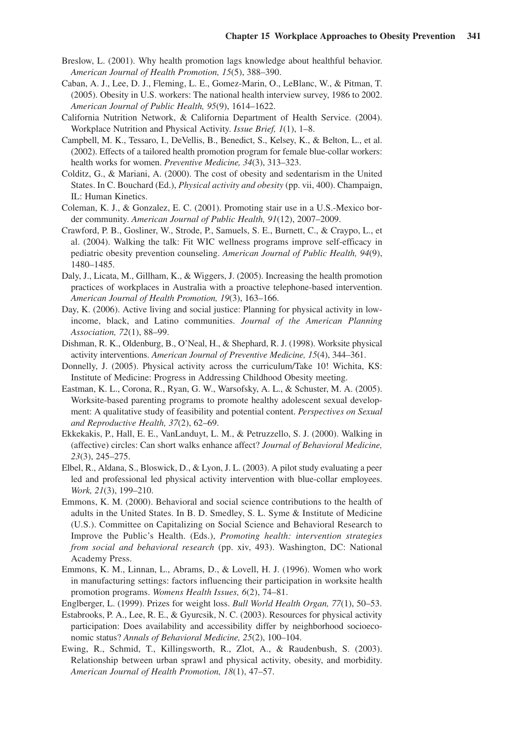Breslow, L. (2001). Why health promotion lags knowledge about healthful behavior. *American Journal of Health Promotion, 15*(5), 388–390.

Caban, A. J., Lee, D. J., Fleming, L. E., Gomez-Marin, O., LeBlanc, W., & Pitman, T. (2005). Obesity in U.S. workers: The national health interview survey, 1986 to 2002. *American Journal of Public Health, 95*(9), 1614–1622.

California Nutrition Network, & California Department of Health Service. (2004). Workplace Nutrition and Physical Activity. *Issue Brief, 1*(1), 1–8.

Campbell, M. K., Tessaro, I., DeVellis, B., Benedict, S., Kelsey, K., & Belton, L., et al. (2002). Effects of a tailored health promotion program for female blue-collar workers: health works for women. *Preventive Medicine, 34*(3), 313–323.

Colditz, G., & Mariani, A. (2000). The cost of obesity and sedentarism in the United States. In C. Bouchard (Ed.), *Physical activity and obesity* (pp. vii, 400). Champaign, IL: Human Kinetics.

Coleman, K. J., & Gonzalez, E. C. (2001). Promoting stair use in a U.S.-Mexico border community. *American Journal of Public Health, 91*(12), 2007–2009.

Crawford, P. B., Gosliner, W., Strode, P., Samuels, S. E., Burnett, C., & Craypo, L., et al. (2004). Walking the talk: Fit WIC wellness programs improve self-efficacy in pediatric obesity prevention counseling. *American Journal of Public Health, 94*(9), 1480–1485.

Daly, J., Licata, M., Gillham, K., & Wiggers, J. (2005). Increasing the health promotion practices of workplaces in Australia with a proactive telephone-based intervention. *American Journal of Health Promotion, 19*(3), 163–166.

Day, K. (2006). Active living and social justice: Planning for physical activity in low-income, black, and Latino communities. *Journal of the American Planning Association, 72*(1), 88–99.

Dishman, R. K., Oldenburg, B., O'Neal, H., & Shephard, R. J. (1998). Worksite physical activity interventions. *American Journal of Preventive Medicine, 15*(4), 344–361.

Donnelly, J. (2005). Physical activity across the curriculum/Take 10! Wichita, KS: Institute of Medicine: Progress in Addressing Childhood Obesity meeting.

Eastman, K. L., Corona, R., Ryan, G. W., Warsofsky, A. L., & Schuster, M. A. (2005). Worksite-based parenting programs to promote healthy adolescent sexual development: A qualitative study of feasibility and potential content. *Perspectives on Sexual and Reproductive Health, 37*(2), 62–69.

Ekkekakis, P., Hall, E. E., VanLanduyt, L. M., & Petruzzello, S. J. (2000). Walking in (affective) circles: Can short walks enhance affect? *Journal of Behavioral Medicine, 23*(3), 245–275.

Elbel, R., Aldana, S., Bloswick, D., & Lyon, J. L. (2003). A pilot study evaluating a peer led and professional led physical activity intervention with blue-collar employees. *Work, 21*(3), 199–210.

Emmons, K. M. (2000). Behavioral and social science contributions to the health of adults in the United States. In B. D. Smedley, S. L. Syme & Institute of Medicine (U.S.). Committee on Capitalizing on Social Science and Behavioral Research to Improve the Public's Health. (Eds.), *Promoting health: intervention strategies from social and behavioral research* (pp. xiv, 493). Washington, DC: National Academy Press.

Emmons, K. M., Linnan, L., Abrams, D., & Lovell, H. J. (1996). Women who work in manufacturing settings: factors influencing their participation in worksite health promotion programs. *Womens Health Issues, 6*(2), 74–81.

Englberger, L. (1999). Prizes for weight loss. *Bull World Health Organ, 77*(1), 50–53.

Estabrooks, P. A., Lee, R. E., & Gyurcsik, N. C. (2003). Resources for physical activity participation: Does availability and accessibility differ by neighborhood socioeconomic status? *Annals of Behavioral Medicine, 25*(2), 100–104.

Ewing, R., Schmid, T., Killingsworth, R., Zlot, A., & Raudenbush, S. (2003). Relationship between urban sprawl and physical activity, obesity, and morbidity. *American Journal of Health Promotion, 18*(1), 47–57.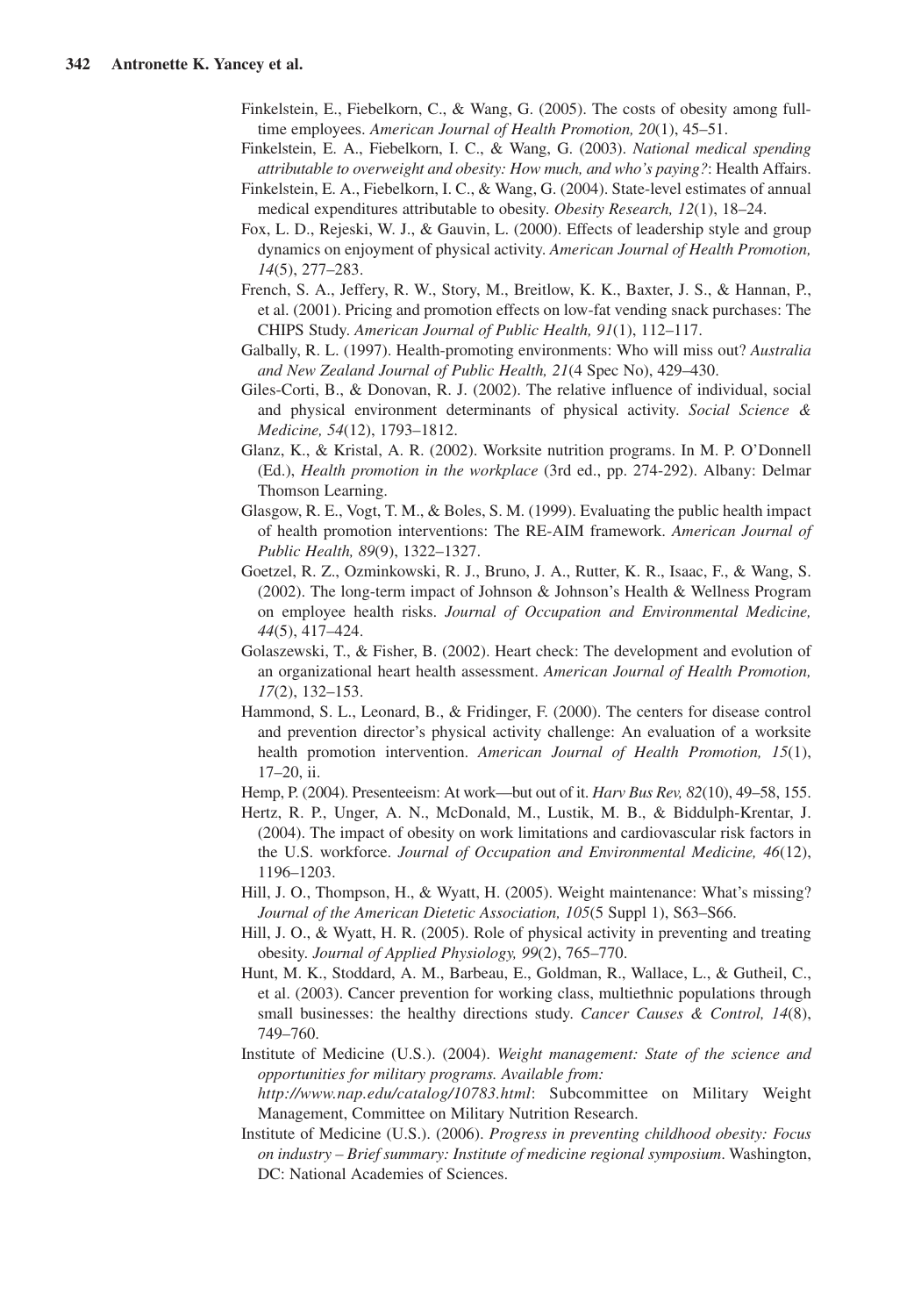Finkelstein, E., Fiebelkorn, C., & Wang, G. (2005). The costs of obesity among full-time employees. *American Journal of Health Promotion, 20*(1), 45–51.

Finkelstein, E. A., Fiebelkorn, I. C., & Wang, G. (2003). *National medical spending attributable to overweight and obesity: How much, and who's paying?*: Health Affairs.

Finkelstein, E. A., Fiebelkorn, I. C., & Wang, G. (2004). State-level estimates of annual medical expenditures attributable to obesity. *Obesity Research, 12*(1), 18–24.

Fox, L. D., Rejeski, W. J., & Gauvin, L. (2000). Effects of leadership style and group dynamics on enjoyment of physical activity. *American Journal of Health Promotion, 14*(5), 277–283.

French, S. A., Jeffery, R. W., Story, M., Breitlow, K. K., Baxter, J. S., & Hannan, P., et al. (2001). Pricing and promotion effects on low-fat vending snack purchases: The CHIPS Study. *American Journal of Public Health, 91*(1), 112–117.

Galbally, R. L. (1997). Health-promoting environments: Who will miss out? *Australia and New Zealand Journal of Public Health, 21*(4 Spec No), 429–430.

Giles-Corti, B., & Donovan, R. J. (2002). The relative influence of individual, social and physical environment determinants of physical activity. *Social Science & Medicine, 54*(12), 1793–1812.

Glanz, K., & Kristal, A. R. (2002). Worksite nutrition programs. In M. P. O'Donnell (Ed.), *Health promotion in the workplace* (3rd ed., pp. 274-292). Albany: Delmar Thomson Learning.

Glasgow, R. E., Vogt, T. M., & Boles, S. M. (1999). Evaluating the public health impact of health promotion interventions: The RE-AIM framework. *American Journal of Public Health, 89*(9), 1322–1327.

Goetzel, R. Z., Ozminkowski, R. J., Bruno, J. A., Rutter, K. R., Isaac, F., & Wang, S. (2002). The long-term impact of Johnson & Johnson's Health & Wellness Program on employee health risks. *Journal of Occupation and Environmental Medicine, 44*(5), 417–424.

Golaszewski, T., & Fisher, B. (2002). Heart check: The development and evolution of an organizational heart health assessment. *American Journal of Health Promotion, 17*(2), 132–153.

Hammond, S. L., Leonard, B., & Fridinger, F. (2000). The centers for disease control and prevention director's physical activity challenge: An evaluation of a worksite health promotion intervention. *American Journal of Health Promotion, 15*(1), 17–20, ii.

Hemp, P. (2004). Presenteeism: At work—but out of it. *Harv Bus Rev, 82*(10), 49–58, 155.

Hertz, R. P., Unger, A. N., McDonald, M., Lustik, M. B., & Biddulph-Krentar, J. (2004). The impact of obesity on work limitations and cardiovascular risk factors in the U.S. workforce. *Journal of Occupation and Environmental Medicine, 46*(12), 1196–1203.

Hill, J. O., Thompson, H., & Wyatt, H. (2005). Weight maintenance: What's missing? *Journal of the American Dietetic Association, 105*(5 Suppl 1), S63–S66.

Hill, J. O., & Wyatt, H. R. (2005). Role of physical activity in preventing and treating obesity. *Journal of Applied Physiology, 99*(2), 765–770.

Hunt, M. K., Stoddard, A. M., Barbeau, E., Goldman, R., Wallace, L., & Gutheil, C., et al. (2003). Cancer prevention for working class, multiethnic populations through small businesses: the healthy directions study. *Cancer Causes & Control, 14*(8), 749–760.

Institute of Medicine (U.S.). (2004). *Weight management: State of the science and opportunities for military programs. Available from: http://www.nap.edu/catalog/10783.html*: Subcommittee on Military Weight Management, Committee on Military Nutrition Research.

Institute of Medicine (U.S.). (2006). *Progress in preventing childhood obesity: Focus on industry – Brief summary: Institute of medicine regional symposium*. Washington, DC: National Academies of Sciences.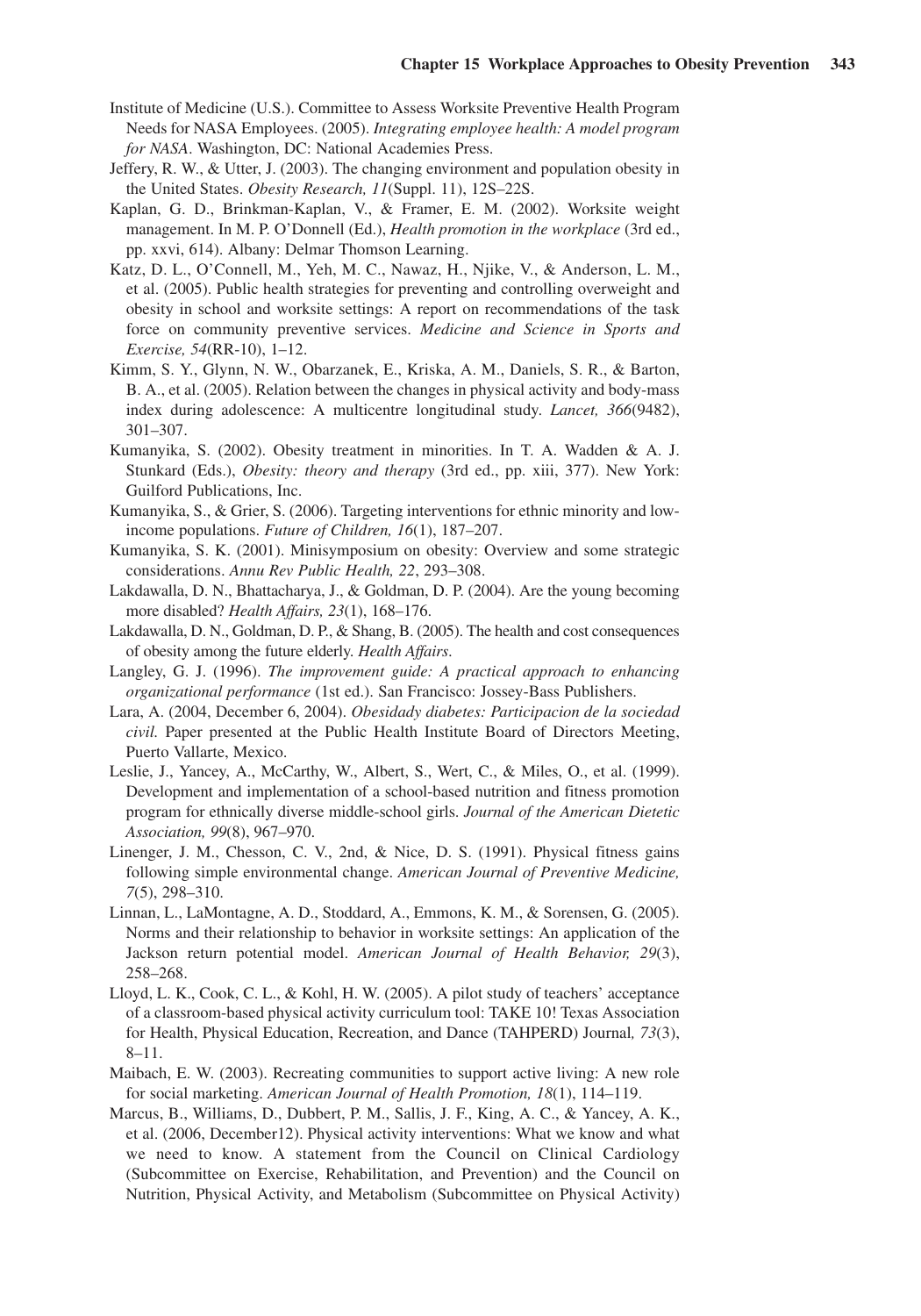Institute of Medicine (U.S.). Committee to Assess Worksite Preventive Health Program Needs for NASA Employees. (2005). *Integrating employee health: A model program for NASA*. Washington, DC: National Academies Press.

Jeffery, R. W., & Utter, J. (2003). The changing environment and population obesity in the United States. *Obesity Research, 11*(Suppl. 11), 12S–22S.

Kaplan, G. D., Brinkman-Kaplan, V., & Framer, E. M. (2002). Worksite weight management. In M. P. O'Donnell (Ed.), *Health promotion in the workplace* (3rd ed., pp. xxvi, 614). Albany: Delmar Thomson Learning.

Katz, D. L., O'Connell, M., Yeh, M. C., Nawaz, H., Njike, V., & Anderson, L. M., et al. (2005). Public health strategies for preventing and controlling overweight and obesity in school and worksite settings: A report on recommendations of the task force on community preventive services. *Medicine and Science in Sports and Exercise, 54*(RR-10), 1–12.

Kimm, S. Y., Glynn, N. W., Obarzanek, E., Kriska, A. M., Daniels, S. R., & Barton, B. A., et al. (2005). Relation between the changes in physical activity and body-mass index during adolescence: A multicentre longitudinal study. *Lancet, 366*(9482), 301–307.

Kumanyika, S. (2002). Obesity treatment in minorities. In T. A. Wadden & A. J. Stunkard (Eds.), *Obesity: theory and therapy* (3rd ed., pp. xiii, 377). New York: Guilford Publications, Inc.

Kumanyika, S., & Grier, S. (2006). Targeting interventions for ethnic minority and low-income populations. *Future of Children, 16*(1), 187–207.

Kumanyika, S. K. (2001). Minisymposium on obesity: Overview and some strategic considerations. *Annu Rev Public Health, 22*, 293–308.

Lakdawalla, D. N., Bhattacharya, J., & Goldman, D. P. (2004). Are the young becoming more disabled? *Health Affairs, 23*(1), 168–176.

Lakdawalla, D. N., Goldman, D. P., & Shang, B. (2005). The health and cost consequences of obesity among the future elderly. *Health Affairs*.

Langley, G. J. (1996). *The improvement guide: A practical approach to enhancing organizational performance* (1st ed.). San Francisco: Jossey-Bass Publishers.

Lara, A. (2004, December 6, 2004). *Obesidady diabetes: Participacion de la sociedad civil.* Paper presented at the Public Health Institute Board of Directors Meeting, Puerto Vallarte, Mexico.

Leslie, J., Yancey, A., McCarthy, W., Albert, S., Wert, C., & Miles, O., et al. (1999). Development and implementation of a school-based nutrition and fitness promotion program for ethnically diverse middle-school girls. *Journal of the American Dietetic Association, 99*(8), 967–970.

Linenger, J. M., Chesson, C. V., 2nd, & Nice, D. S. (1991). Physical fitness gains following simple environmental change. *American Journal of Preventive Medicine, 7*(5), 298–310.

Linnan, L., LaMontagne, A. D., Stoddard, A., Emmons, K. M., & Sorensen, G. (2005). Norms and their relationship to behavior in worksite settings: An application of the Jackson return potential model. *American Journal of Health Behavior, 29*(3), 258–268.

Lloyd, L. K., Cook, C. L., & Kohl, H. W. (2005). A pilot study of teachers' acceptance of a classroom-based physical activity curriculum tool: TAKE 10! Texas Association for Health, Physical Education, Recreation, and Dance (TAHPERD) Journal*, 73*(3), 8–11.

Maibach, E. W. (2003). Recreating communities to support active living: A new role for social marketing. *American Journal of Health Promotion, 18*(1), 114–119.

Marcus, B., Williams, D., Dubbert, P. M., Sallis, J. F., King, A. C., & Yancey, A. K., et al. (2006, December12). Physical activity interventions: What we know and what we need to know. A statement from the Council on Clinical Cardiology (Subcommittee on Exercise, Rehabilitation, and Prevention) and the Council on Nutrition, Physical Activity, and Metabolism (Subcommittee on Physical Activity)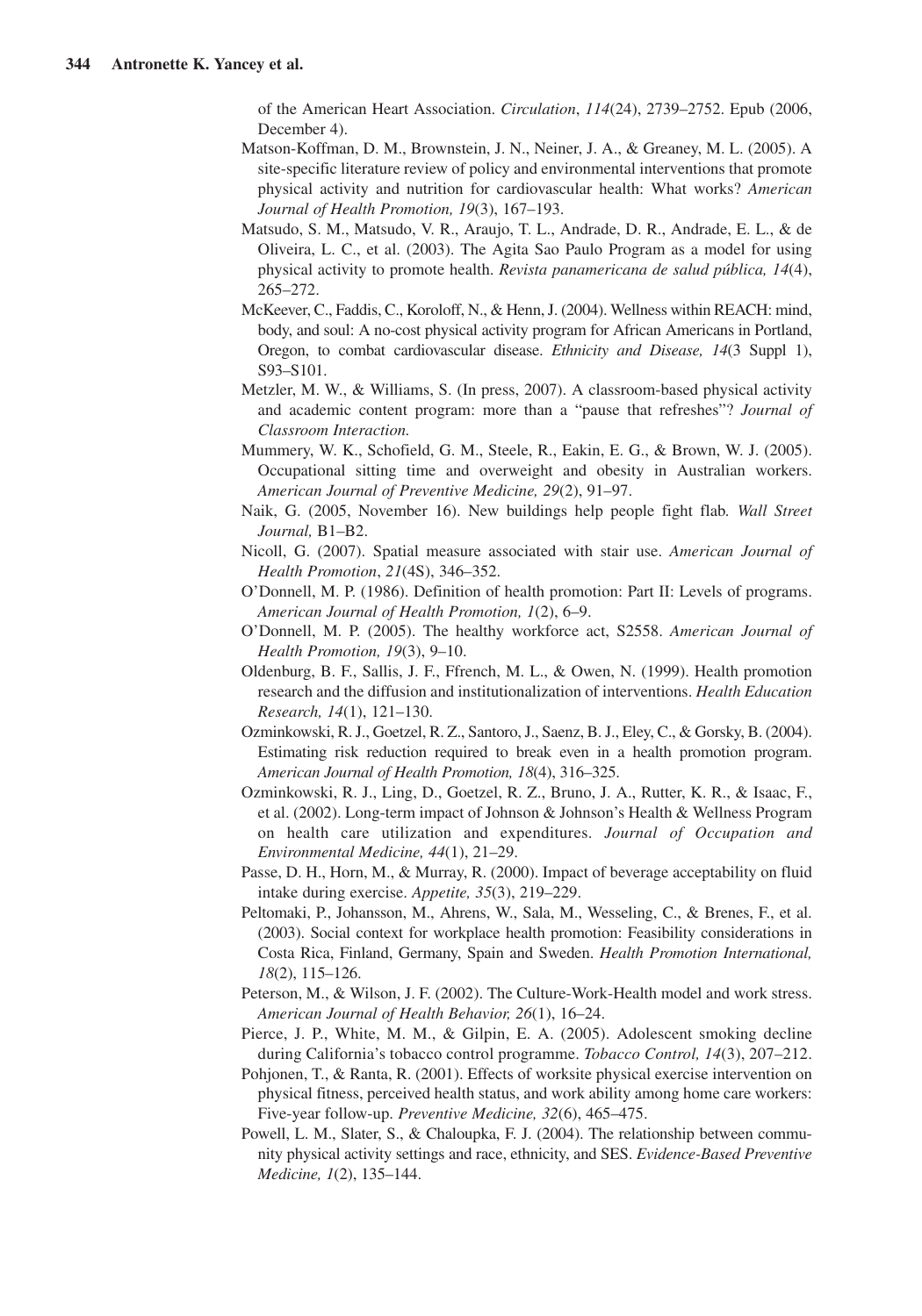of the American Heart Association. *Circulation*, *114*(24), 2739–2752. Epub (2006, December 4).

Matson-Koffman, D. M., Brownstein, J. N., Neiner, J. A., & Greaney, M. L. (2005). A site-specific literature review of policy and environmental interventions that promote physical activity and nutrition for cardiovascular health: What works? *American Journal of Health Promotion, 19*(3), 167–193.

Matsudo, S. M., Matsudo, V. R., Araujo, T. L., Andrade, D. R., Andrade, E. L., & de Oliveira, L. C., et al. (2003). The Agita Sao Paulo Program as a model for using physical activity to promote health. *Revista panamericana de salud pública, 14*(4), 265–272.

McKeever, C., Faddis, C., Koroloff, N., & Henn, J. (2004). Wellness within REACH: mind, body, and soul: A no-cost physical activity program for African Americans in Portland, Oregon, to combat cardiovascular disease. *Ethnicity and Disease, 14*(3 Suppl 1), S93–S101.

Metzler, M. W., & Williams, S. (In press, 2007). A classroom-based physical activity and academic content program: more than a "pause that refreshes"? *Journal of Classroom Interaction.*

Mummery, W. K., Schofield, G. M., Steele, R., Eakin, E. G., & Brown, W. J. (2005). Occupational sitting time and overweight and obesity in Australian workers. *American Journal of Preventive Medicine, 29*(2), 91–97.

Naik, G. (2005, November 16). New buildings help people fight flab. *Wall Street Journal,* B1–B2.

Nicoll, G. (2007). Spatial measure associated with stair use. *American Journal of Health Promotion*, *21*(4S), 346–352.

O'Donnell, M. P. (1986). Definition of health promotion: Part II: Levels of programs. *American Journal of Health Promotion, 1*(2), 6–9.

O'Donnell, M. P. (2005). The healthy workforce act, S2558. *American Journal of Health Promotion, 19*(3), 9–10.

Oldenburg, B. F., Sallis, J. F., Ffrench, M. L., & Owen, N. (1999). Health promotion research and the diffusion and institutionalization of interventions. *Health Education Research, 14*(1), 121–130.

Ozminkowski, R. J., Goetzel, R. Z., Santoro, J., Saenz, B. J., Eley, C., & Gorsky, B. (2004). Estimating risk reduction required to break even in a health promotion program. *American Journal of Health Promotion, 18*(4), 316–325.

Ozminkowski, R. J., Ling, D., Goetzel, R. Z., Bruno, J. A., Rutter, K. R., & Isaac, F., et al. (2002). Long-term impact of Johnson & Johnson's Health & Wellness Program on health care utilization and expenditures. *Journal of Occupation and Environmental Medicine, 44*(1), 21–29.

Passe, D. H., Horn, M., & Murray, R. (2000). Impact of beverage acceptability on fluid intake during exercise. *Appetite, 35*(3), 219–229.

Peltomaki, P., Johansson, M., Ahrens, W., Sala, M., Wesseling, C., & Brenes, F., et al. (2003). Social context for workplace health promotion: Feasibility considerations in Costa Rica, Finland, Germany, Spain and Sweden. *Health Promotion International, 18*(2), 115–126.

Peterson, M., & Wilson, J. F. (2002). The Culture-Work-Health model and work stress. *American Journal of Health Behavior, 26*(1), 16–24.

Pierce, J. P., White, M. M., & Gilpin, E. A. (2005). Adolescent smoking decline during California's tobacco control programme. *Tobacco Control, 14*(3), 207–212.

Pohjonen, T., & Ranta, R. (2001). Effects of worksite physical exercise intervention on physical fitness, perceived health status, and work ability among home care workers: Five-year follow-up. *Preventive Medicine, 32*(6), 465–475.

Powell, L. M., Slater, S., & Chaloupka, F. J. (2004). The relationship between community physical activity settings and race, ethnicity, and SES. *Evidence-Based Preventive Medicine, 1*(2), 135–144.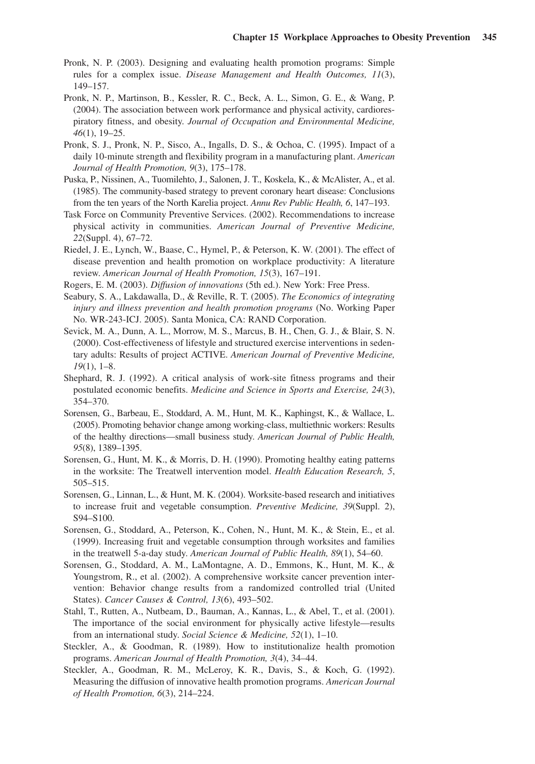Pronk, N. P. (2003). Designing and evaluating health promotion programs: Simple rules for a complex issue. *Disease Management and Health Outcomes, 11*(3), 149–157.

Pronk, N. P., Martinson, B., Kessler, R. C., Beck, A. L., Simon, G. E., & Wang, P. (2004). The association between work performance and physical activity, cardiorespiratory fitness, and obesity. *Journal of Occupation and Environmental Medicine, 46*(1), 19–25.

Pronk, S. J., Pronk, N. P., Sisco, A., Ingalls, D. S., & Ochoa, C. (1995). Impact of a daily 10-minute strength and flexibility program in a manufacturing plant. *American Journal of Health Promotion, 9*(3), 175–178.

Puska, P., Nissinen, A., Tuomilehto, J., Salonen, J. T., Koskela, K., & McAlister, A., et al. (1985). The community-based strategy to prevent coronary heart disease: Conclusions from the ten years of the North Karelia project. *Annu Rev Public Health, 6*, 147–193.

Task Force on Community Preventive Services. (2002). Recommendations to increase physical activity in communities. *American Journal of Preventive Medicine, 22*(Suppl. 4), 67–72.

Riedel, J. E., Lynch, W., Baase, C., Hymel, P., & Peterson, K. W. (2001). The effect of disease prevention and health promotion on workplace productivity: A literature review. *American Journal of Health Promotion, 15*(3), 167–191.

Rogers, E. M. (2003). *Diffusion of innovations* (5th ed.). New York: Free Press.

Seabury, S. A., Lakdawalla, D., & Reville, R. T. (2005). *The Economics of integrating injury and illness prevention and health promotion programs* (No. Working Paper No. WR-243-ICJ. 2005). Santa Monica, CA: RAND Corporation.

Sevick, M. A., Dunn, A. L., Morrow, M. S., Marcus, B. H., Chen, G. J., & Blair, S. N. (2000). Cost-effectiveness of lifestyle and structured exercise interventions in sedentary adults: Results of project ACTIVE. *American Journal of Preventive Medicine, 19*(1), 1–8.

Shephard, R. J. (1992). A critical analysis of work-site fitness programs and their postulated economic benefits. *Medicine and Science in Sports and Exercise, 24*(3), 354–370.

Sorensen, G., Barbeau, E., Stoddard, A. M., Hunt, M. K., Kaphingst, K., & Wallace, L. (2005). Promoting behavior change among working-class, multiethnic workers: Results of the healthy directions—small business study. *American Journal of Public Health, 95*(8), 1389–1395.

Sorensen, G., Hunt, M. K., & Morris, D. H. (1990). Promoting healthy eating patterns in the worksite: The Treatwell intervention model. *Health Education Research, 5*, 505–515.

Sorensen, G., Linnan, L., & Hunt, M. K. (2004). Worksite-based research and initiatives to increase fruit and vegetable consumption. *Preventive Medicine, 39*(Suppl. 2), S94–S100.

Sorensen, G., Stoddard, A., Peterson, K., Cohen, N., Hunt, M. K., & Stein, E., et al. (1999). Increasing fruit and vegetable consumption through worksites and families in the treatwell 5-a-day study. *American Journal of Public Health, 89*(1), 54–60.

Sorensen, G., Stoddard, A. M., LaMontagne, A. D., Emmons, K., Hunt, M. K., & Youngstrom, R., et al. (2002). A comprehensive worksite cancer prevention intervention: Behavior change results from a randomized controlled trial (United States). *Cancer Causes & Control, 13*(6), 493–502.

Stahl, T., Rutten, A., Nutbeam, D., Bauman, A., Kannas, L., & Abel, T., et al. (2001). The importance of the social environment for physically active lifestyle—results from an international study. *Social Science & Medicine, 52*(1), 1–10.

Steckler, A., & Goodman, R. (1989). How to institutionalize health promotion programs. *American Journal of Health Promotion, 3*(4), 34–44.

Steckler, A., Goodman, R. M., McLeroy, K. R., Davis, S., & Koch, G. (1992). Measuring the diffusion of innovative health promotion programs. *American Journal of Health Promotion, 6*(3), 214–224.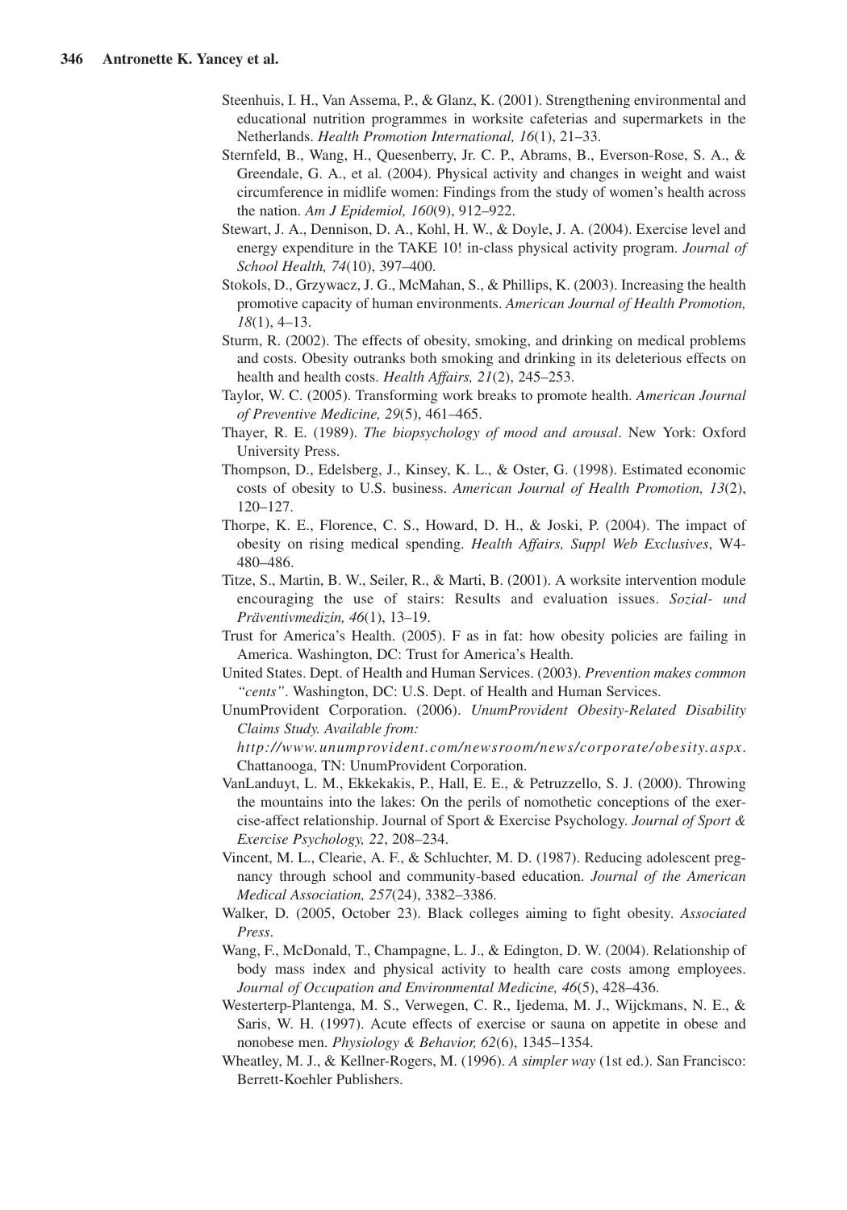Steenhuis, I. H., Van Assema, P., & Glanz, K. (2001). Strengthening environmental and educational nutrition programmes in worksite cafeterias and supermarkets in the Netherlands. *Health Promotion International, 16*(1), 21–33.

Sternfeld, B., Wang, H., Quesenberry, Jr. C. P., Abrams, B., Everson-Rose, S. A., & Greendale, G. A., et al. (2004). Physical activity and changes in weight and waist circumference in midlife women: Findings from the study of women's health across the nation. *Am J Epidemiol, 160*(9), 912–922.

Stewart, J. A., Dennison, D. A., Kohl, H. W., & Doyle, J. A. (2004). Exercise level and energy expenditure in the TAKE 10! in-class physical activity program. *Journal of School Health, 74*(10), 397–400.

Stokols, D., Grzywacz, J. G., McMahan, S., & Phillips, K. (2003). Increasing the health promotive capacity of human environments. *American Journal of Health Promotion, 18*(1), 4–13.

Sturm, R. (2002). The effects of obesity, smoking, and drinking on medical problems and costs. Obesity outranks both smoking and drinking in its deleterious effects on health and health costs. *Health Affairs, 21*(2), 245–253.

Taylor, W. C. (2005). Transforming work breaks to promote health. *American Journal of Preventive Medicine, 29*(5), 461–465.

Thayer, R. E. (1989). *The biopsychology of mood and arousal*. New York: Oxford University Press.

Thompson, D., Edelsberg, J., Kinsey, K. L., & Oster, G. (1998). Estimated economic costs of obesity to U.S. business. *American Journal of Health Promotion, 13*(2), 120–127.

Thorpe, K. E., Florence, C. S., Howard, D. H., & Joski, P. (2004). The impact of obesity on rising medical spending. *Health Affairs, Suppl Web Exclusives*, W4-480–486.

Titze, S., Martin, B. W., Seiler, R., & Marti, B. (2001). A worksite intervention module encouraging the use of stairs: Results and evaluation issues. *Sozial- und Präventivmedizin, 46*(1), 13–19.

Trust for America's Health. (2005). F as in fat: how obesity policies are failing in America. Washington, DC: Trust for America's Health.

United States. Dept. of Health and Human Services. (2003). *Prevention makes common "cents"*. Washington, DC: U.S. Dept. of Health and Human Services.

UnumProvident Corporation. (2006). *UnumProvident Obesity-Related Disability Claims Study. Available from: http://www.unumprovident.com/newsroom/news/corporate/obesity.aspx*. Chattanooga, TN: UnumProvident Corporation.

VanLanduyt, L. M., Ekkekakis, P., Hall, E. E., & Petruzzello, S. J. (2000). Throwing the mountains into the lakes: On the perils of nomothetic conceptions of the exercise-affect relationship. Journal of Sport & Exercise Psychology. *Journal of Sport & Exercise Psychology, 22*, 208–234.

Vincent, M. L., Clearie, A. F., & Schluchter, M. D. (1987). Reducing adolescent pregnancy through school and community-based education. *Journal of the American Medical Association, 257*(24), 3382–3386.

Walker, D. (2005, October 23). Black colleges aiming to fight obesity. *Associated Press*.

Wang, F., McDonald, T., Champagne, L. J., & Edington, D. W. (2004). Relationship of body mass index and physical activity to health care costs among employees. *Journal of Occupation and Environmental Medicine, 46*(5), 428–436.

Westerterp-Plantenga, M. S., Verwegen, C. R., Ijedema, M. J., Wijckmans, N. E., & Saris, W. H. (1997). Acute effects of exercise or sauna on appetite in obese and nonobese men. *Physiology & Behavior, 62*(6), 1345–1354.

Wheatley, M. J., & Kellner-Rogers, M. (1996). *A simpler way* (1st ed.). San Francisco: Berrett-Koehler Publishers.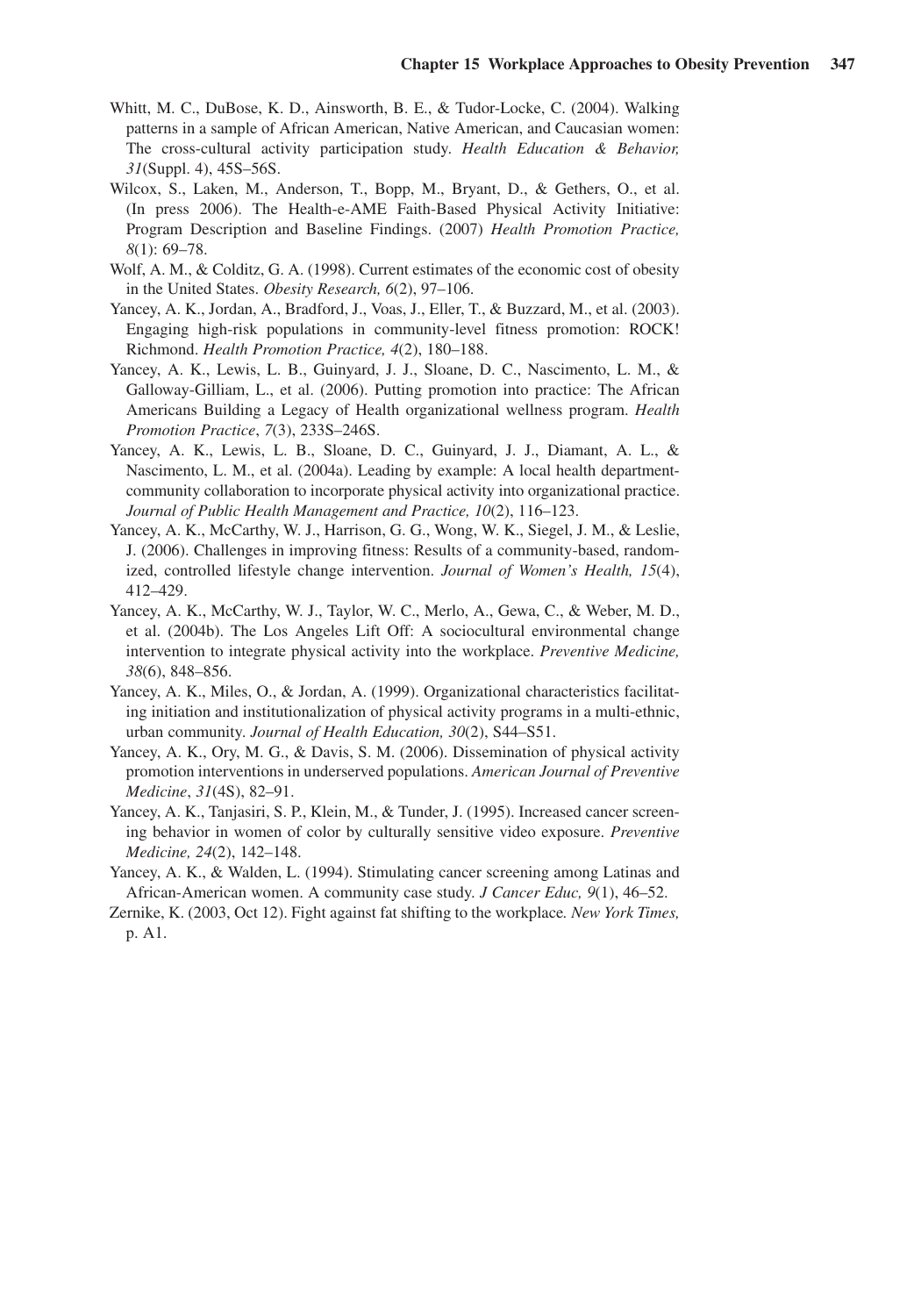Whitt, M. C., DuBose, K. D., Ainsworth, B. E., & Tudor-Locke, C. (2004). Walking patterns in a sample of African American, Native American, and Caucasian women: The cross-cultural activity participation study. *Health Education & Behavior, 31*(Suppl. 4), 45S–56S.

Wilcox, S., Laken, M., Anderson, T., Bopp, M., Bryant, D., & Gethers, O., et al. (In press 2006). The Health-e-AME Faith-Based Physical Activity Initiative: Program Description and Baseline Findings. (2007) *Health Promotion Practice, 8*(1): 69–78.

Wolf, A. M., & Colditz, G. A. (1998). Current estimates of the economic cost of obesity in the United States. *Obesity Research, 6*(2), 97–106.

Yancey, A. K., Jordan, A., Bradford, J., Voas, J., Eller, T., & Buzzard, M., et al. (2003). Engaging high-risk populations in community-level fitness promotion: ROCK! Richmond. *Health Promotion Practice, 4*(2), 180–188.

Yancey, A. K., Lewis, L. B., Guinyard, J. J., Sloane, D. C., Nascimento, L. M., & Galloway-Gilliam, L., et al. (2006). Putting promotion into practice: The African Americans Building a Legacy of Health organizational wellness program. *Health Promotion Practice*, *7*(3), 233S–246S.

Yancey, A. K., Lewis, L. B., Sloane, D. C., Guinyard, J. J., Diamant, A. L., & Nascimento, L. M., et al. (2004a). Leading by example: A local health department-community collaboration to incorporate physical activity into organizational practice. *Journal of Public Health Management and Practice, 10*(2), 116–123.

Yancey, A. K., McCarthy, W. J., Harrison, G. G., Wong, W. K., Siegel, J. M., & Leslie, J. (2006). Challenges in improving fitness: Results of a community-based, randomized, controlled lifestyle change intervention. *Journal of Women's Health, 15*(4), 412–429.

Yancey, A. K., McCarthy, W. J., Taylor, W. C., Merlo, A., Gewa, C., & Weber, M. D., et al. (2004b). The Los Angeles Lift Off: A sociocultural environmental change intervention to integrate physical activity into the workplace. *Preventive Medicine, 38*(6), 848–856.

Yancey, A. K., Miles, O., & Jordan, A. (1999). Organizational characteristics facilitating initiation and institutionalization of physical activity programs in a multi-ethnic, urban community. *Journal of Health Education, 30*(2), S44–S51.

Yancey, A. K., Ory, M. G., & Davis, S. M. (2006). Dissemination of physical activity promotion interventions in underserved populations. *American Journal of Preventive Medicine*, *31*(4S), 82–91.

Yancey, A. K., Tanjasiri, S. P., Klein, M., & Tunder, J. (1995). Increased cancer screening behavior in women of color by culturally sensitive video exposure. *Preventive Medicine, 24*(2), 142–148.

Yancey, A. K., & Walden, L. (1994). Stimulating cancer screening among Latinas and African-American women. A community case study. *J Cancer Educ, 9*(1), 46–52.

Zernike, K. (2003, Oct 12). Fight against fat shifting to the workplace. *New York Times,* p. A1.